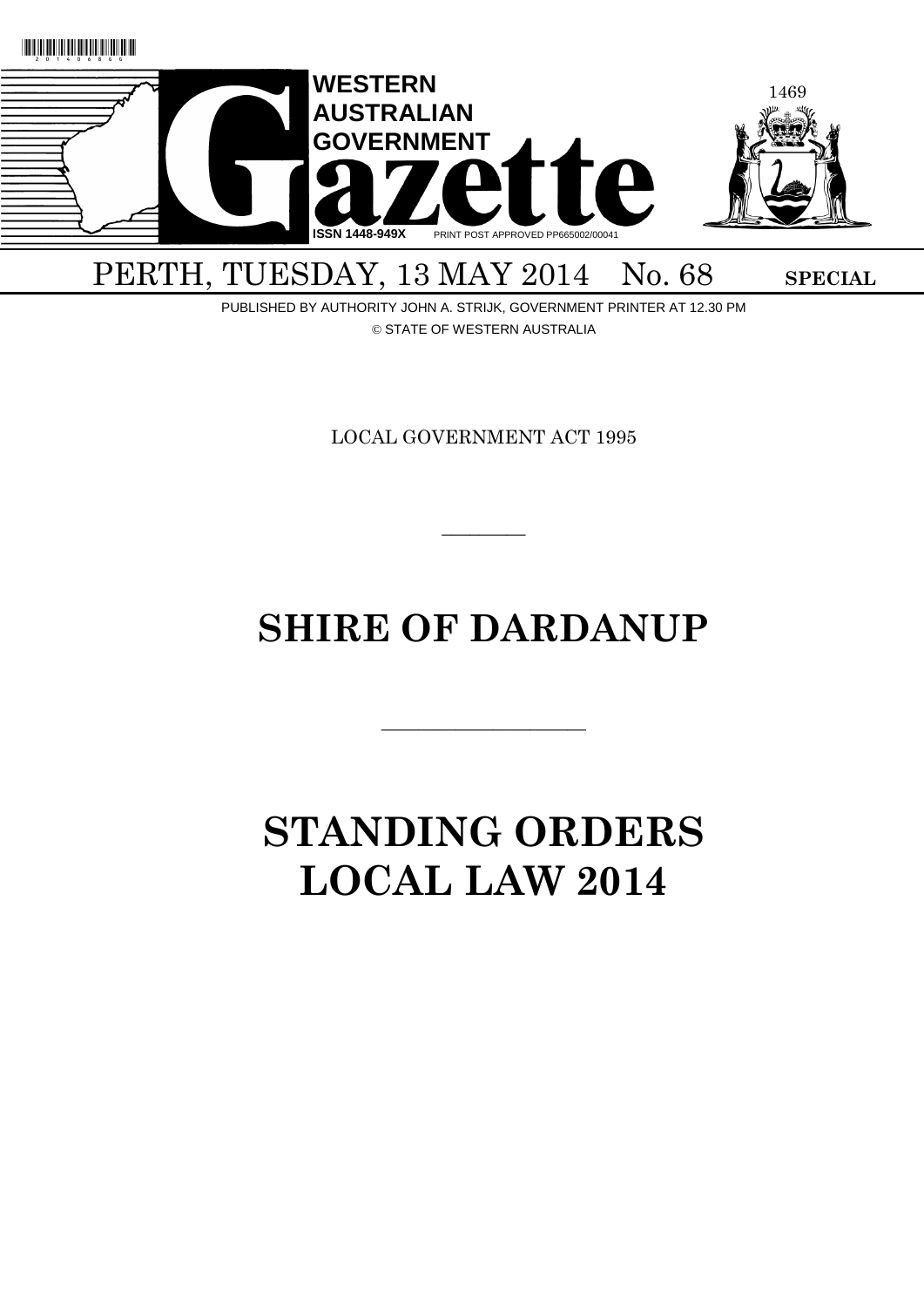# WESTERN AUSTRALIAN GOVERNMENT Gazette

ISSN 1448-949X PRINT POST APPROVED PP665002/00041

PERTH, TUESDAY, 13 MAY 2014 No. 68 **SPECIAL**

PUBLISHED BY AUTHORITY JOHN A. STRIJK, GOVERNMENT PRINTER AT 12.30 PM

© STATE OF WESTERN AUSTRALIA

LOCAL GOVERNMENT ACT 1995

---

# SHIRE OF DARDANUP

---

# STANDING ORDERS LOCAL LAW 2014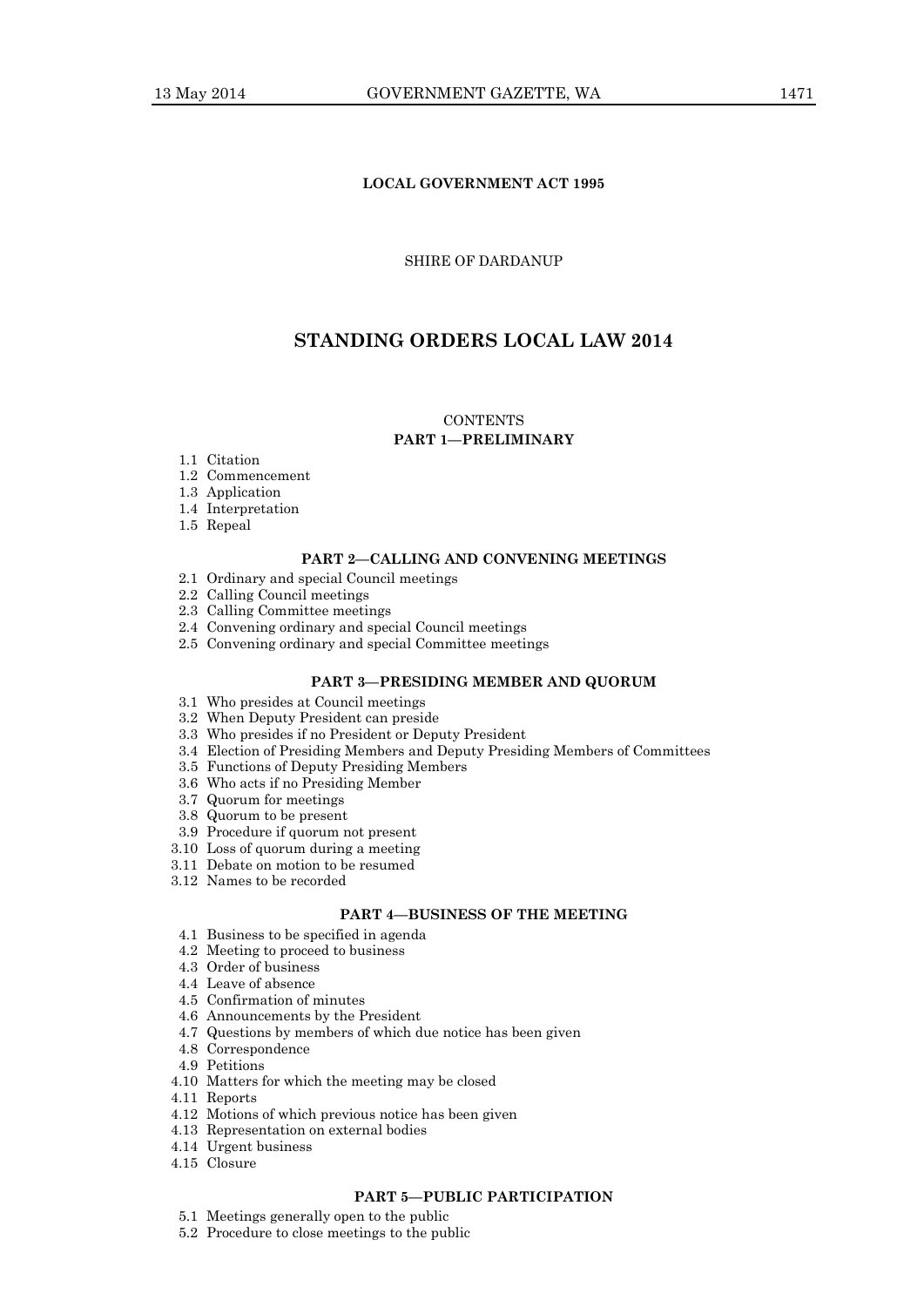**LOCAL GOVERNMENT ACT 1995**

SHIRE OF DARDANUP

# STANDING ORDERS LOCAL LAW 2014

CONTENTS

**PART 1—PRELIMINARY**

1.1 Citation
1.2 Commencement
1.3 Application
1.4 Interpretation
1.5 Repeal

**PART 2—CALLING AND CONVENING MEETINGS**

2.1 Ordinary and special Council meetings
2.2 Calling Council meetings
2.3 Calling Committee meetings
2.4 Convening ordinary and special Council meetings
2.5 Convening ordinary and special Committee meetings

**PART 3—PRESIDING MEMBER AND QUORUM**

3.1 Who presides at Council meetings
3.2 When Deputy President can preside
3.3 Who presides if no President or Deputy President
3.4 Election of Presiding Members and Deputy Presiding Members of Committees
3.5 Functions of Deputy Presiding Members
3.6 Who acts if no Presiding Member
3.7 Quorum for meetings
3.8 Quorum to be present
3.9 Procedure if quorum not present
3.10 Loss of quorum during a meeting
3.11 Debate on motion to be resumed
3.12 Names to be recorded

**PART 4—BUSINESS OF THE MEETING**

4.1 Business to be specified in agenda
4.2 Meeting to proceed to business
4.3 Order of business
4.4 Leave of absence
4.5 Confirmation of minutes
4.6 Announcements by the President
4.7 Questions by members of which due notice has been given
4.8 Correspondence
4.9 Petitions
4.10 Matters for which the meeting may be closed
4.11 Reports
4.12 Motions of which previous notice has been given
4.13 Representation on external bodies
4.14 Urgent business
4.15 Closure

**PART 5—PUBLIC PARTICIPATION**

5.1 Meetings generally open to the public
5.2 Procedure to close meetings to the public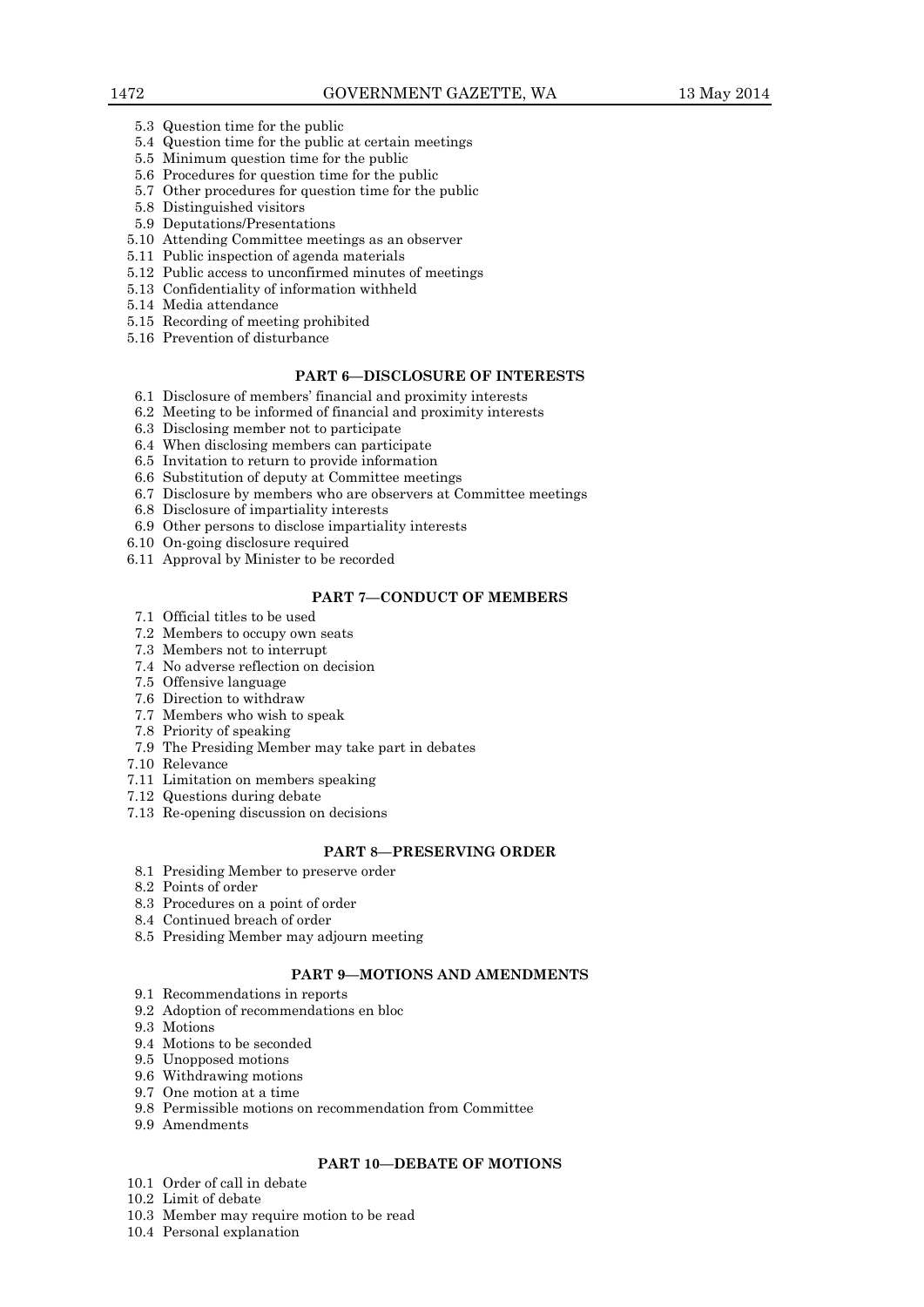5.3 Question time for the public
5.4 Question time for the public at certain meetings
5.5 Minimum question time for the public
5.6 Procedures for question time for the public
5.7 Other procedures for question time for the public
5.8 Distinguished visitors
5.9 Deputations/Presentations
5.10 Attending Committee meetings as an observer
5.11 Public inspection of agenda materials
5.12 Public access to unconfirmed minutes of meetings
5.13 Confidentiality of information withheld
5.14 Media attendance
5.15 Recording of meeting prohibited
5.16 Prevention of disturbance

**PART 6—DISCLOSURE OF INTERESTS**

6.1 Disclosure of members' financial and proximity interests
6.2 Meeting to be informed of financial and proximity interests
6.3 Disclosing member not to participate
6.4 When disclosing members can participate
6.5 Invitation to return to provide information
6.6 Substitution of deputy at Committee meetings
6.7 Disclosure by members who are observers at Committee meetings
6.8 Disclosure of impartiality interests
6.9 Other persons to disclose impartiality interests
6.10 On-going disclosure required
6.11 Approval by Minister to be recorded

**PART 7—CONDUCT OF MEMBERS**

7.1 Official titles to be used
7.2 Members to occupy own seats
7.3 Members not to interrupt
7.4 No adverse reflection on decision
7.5 Offensive language
7.6 Direction to withdraw
7.7 Members who wish to speak
7.8 Priority of speaking
7.9 The Presiding Member may take part in debates
7.10 Relevance
7.11 Limitation on members speaking
7.12 Questions during debate
7.13 Re-opening discussion on decisions

**PART 8—PRESERVING ORDER**

8.1 Presiding Member to preserve order
8.2 Points of order
8.3 Procedures on a point of order
8.4 Continued breach of order
8.5 Presiding Member may adjourn meeting

**PART 9—MOTIONS AND AMENDMENTS**

9.1 Recommendations in reports
9.2 Adoption of recommendations en bloc
9.3 Motions
9.4 Motions to be seconded
9.5 Unopposed motions
9.6 Withdrawing motions
9.7 One motion at a time
9.8 Permissible motions on recommendation from Committee
9.9 Amendments

**PART 10—DEBATE OF MOTIONS**

10.1 Order of call in debate
10.2 Limit of debate
10.3 Member may require motion to be read
10.4 Personal explanation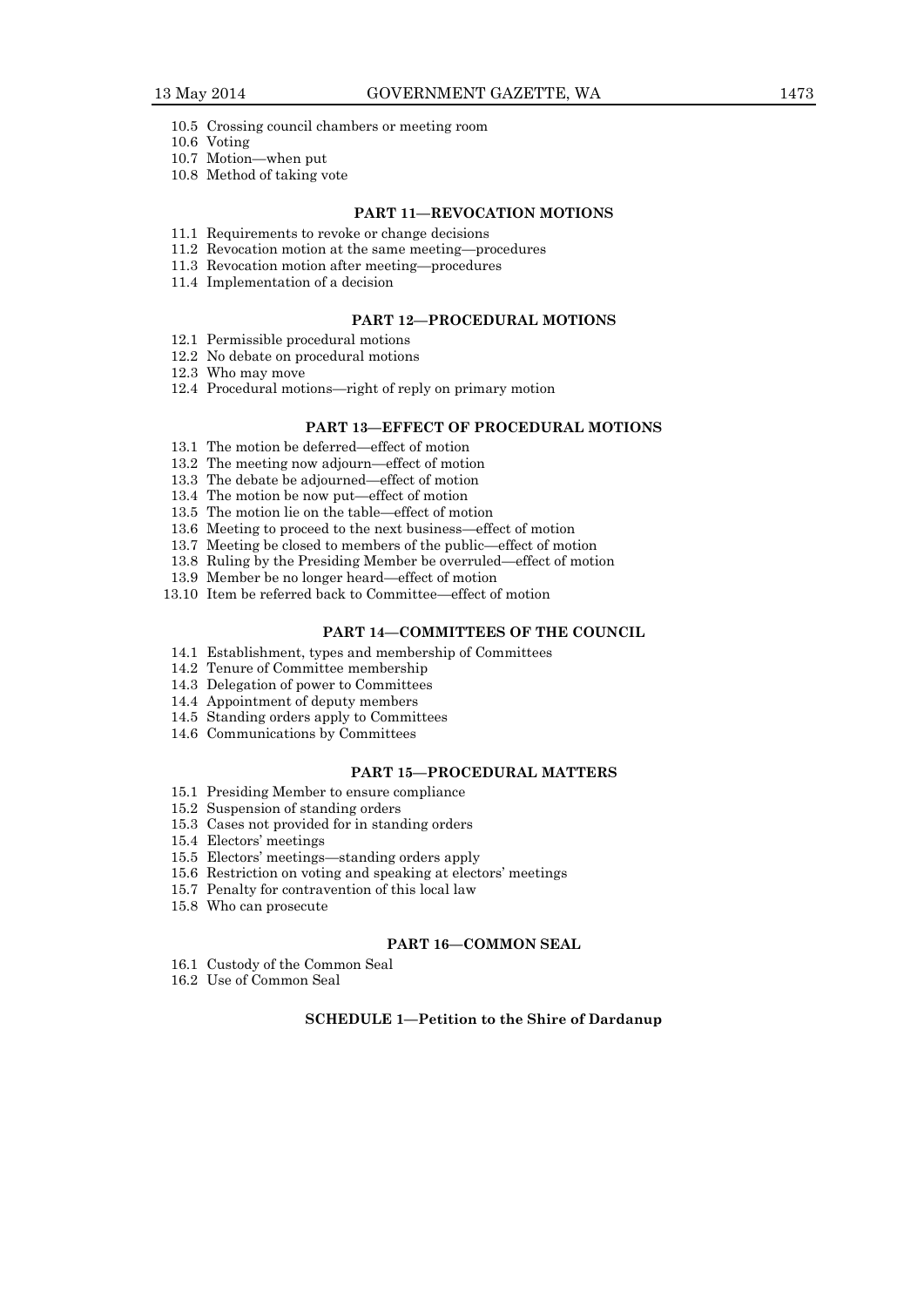10.5 Crossing council chambers or meeting room
10.6 Voting
10.7 Motion—when put
10.8 Method of taking vote

**PART 11—REVOCATION MOTIONS**

11.1 Requirements to revoke or change decisions
11.2 Revocation motion at the same meeting—procedures
11.3 Revocation motion after meeting—procedures
11.4 Implementation of a decision

**PART 12—PROCEDURAL MOTIONS**

12.1 Permissible procedural motions
12.2 No debate on procedural motions
12.3 Who may move
12.4 Procedural motions—right of reply on primary motion

**PART 13—EFFECT OF PROCEDURAL MOTIONS**

13.1 The motion be deferred—effect of motion
13.2 The meeting now adjourn—effect of motion
13.3 The debate be adjourned—effect of motion
13.4 The motion be now put—effect of motion
13.5 The motion lie on the table—effect of motion
13.6 Meeting to proceed to the next business—effect of motion
13.7 Meeting be closed to members of the public—effect of motion
13.8 Ruling by the Presiding Member be overruled—effect of motion
13.9 Member be no longer heard—effect of motion
13.10 Item be referred back to Committee—effect of motion

**PART 14—COMMITTEES OF THE COUNCIL**

14.1 Establishment, types and membership of Committees
14.2 Tenure of Committee membership
14.3 Delegation of power to Committees
14.4 Appointment of deputy members
14.5 Standing orders apply to Committees
14.6 Communications by Committees

**PART 15—PROCEDURAL MATTERS**

15.1 Presiding Member to ensure compliance
15.2 Suspension of standing orders
15.3 Cases not provided for in standing orders
15.4 Electors' meetings
15.5 Electors' meetings—standing orders apply
15.6 Restriction on voting and speaking at electors' meetings
15.7 Penalty for contravention of this local law
15.8 Who can prosecute

**PART 16—COMMON SEAL**

16.1 Custody of the Common Seal
16.2 Use of Common Seal

**SCHEDULE 1—Petition to the Shire of Dardanup**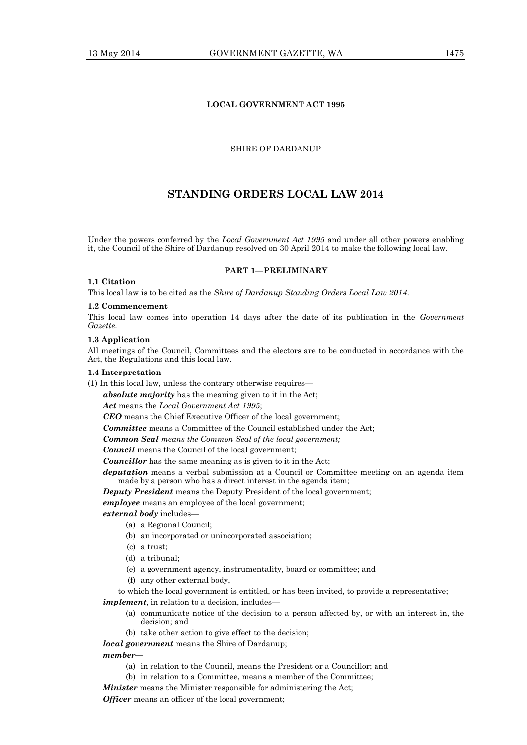**LOCAL GOVERNMENT ACT 1995**

SHIRE OF DARDANUP

# STANDING ORDERS LOCAL LAW 2014

Under the powers conferred by the *Local Government Act 1995* and under all other powers enabling it, the Council of the Shire of Dardanup resolved on 30 April 2014 to make the following local law.

## PART 1—PRELIMINARY

### 1.1 Citation

This local law is to be cited as the *Shire of Dardanup Standing Orders Local Law 2014*.

### 1.2 Commencement

This local law comes into operation 14 days after the date of its publication in the *Government Gazette*.

### 1.3 Application

All meetings of the Council, Committees and the electors are to be conducted in accordance with the Act, the Regulations and this local law.

### 1.4 Interpretation

(1) In this local law, unless the contrary otherwise requires—

***absolute majority*** has the meaning given to it in the Act;

***Act*** means the *Local Government Act 1995*;

***CEO*** means the Chief Executive Officer of the local government;

***Committee*** means a Committee of the Council established under the Act;

***Common Seal*** *means the Common Seal of the local government;*

***Council*** means the Council of the local government;

***Councillor*** has the same meaning as is given to it in the Act;

***deputation*** means a verbal submission at a Council or Committee meeting on an agenda item made by a person who has a direct interest in the agenda item;

***Deputy President*** means the Deputy President of the local government;

***employee*** means an employee of the local government;

***external body*** includes—

- (a) a Regional Council;
- (b) an incorporated or unincorporated association;
- (c) a trust;
- (d) a tribunal;
- (e) a government agency, instrumentality, board or committee; and
- (f) any other external body,

to which the local government is entitled, or has been invited, to provide a representative;

***implement***, in relation to a decision, includes—

- (a) communicate notice of the decision to a person affected by, or with an interest in, the decision; and
- (b) take other action to give effect to the decision;

***local government*** means the Shire of Dardanup;

***member***—

- (a) in relation to the Council, means the President or a Councillor; and
- (b) in relation to a Committee, means a member of the Committee;

***Minister*** means the Minister responsible for administering the Act;

***Officer*** means an officer of the local government;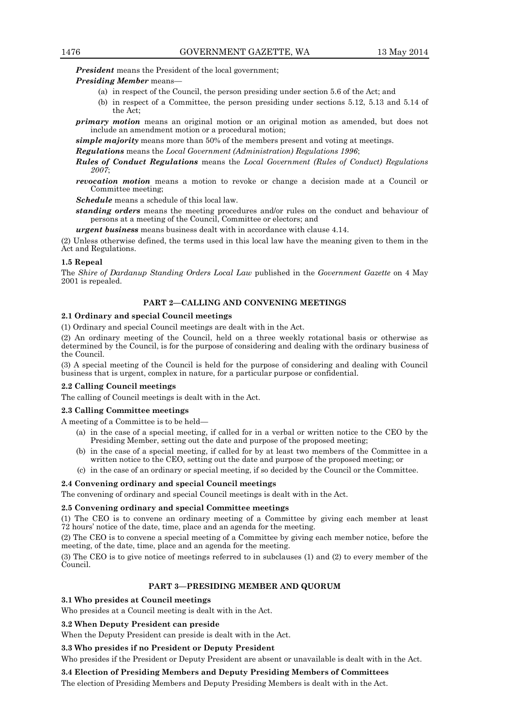***President*** means the President of the local government;

***Presiding Member*** means—

(a) in respect of the Council, the person presiding under section 5.6 of the Act; and

(b) in respect of a Committee, the person presiding under sections 5.12, 5.13 and 5.14 of the Act;

***primary motion*** means an original motion or an original motion as amended, but does not include an amendment motion or a procedural motion;

***simple majority*** means more than 50% of the members present and voting at meetings.

***Regulations*** means the *Local Government (Administration) Regulations 1996*;

***Rules of Conduct Regulations*** means the *Local Government (Rules of Conduct) Regulations 2007*;

***revocation motion*** means a motion to revoke or change a decision made at a Council or Committee meeting;

***Schedule*** means a schedule of this local law.

***standing orders*** means the meeting procedures and/or rules on the conduct and behaviour of persons at a meeting of the Council, Committee or electors; and

***urgent business*** means business dealt with in accordance with clause 4.14.

(2) Unless otherwise defined, the terms used in this local law have the meaning given to them in the Act and Regulations.

### 1.5 Repeal

The *Shire of Dardanup Standing Orders Local Law* published in the *Government Gazette* on 4 May 2001 is repealed.

## PART 2—CALLING AND CONVENING MEETINGS

### 2.1 Ordinary and special Council meetings

(1) Ordinary and special Council meetings are dealt with in the Act.

(2) An ordinary meeting of the Council, held on a three weekly rotational basis or otherwise as determined by the Council, is for the purpose of considering and dealing with the ordinary business of the Council.

(3) A special meeting of the Council is held for the purpose of considering and dealing with Council business that is urgent, complex in nature, for a particular purpose or confidential.

### 2.2 Calling Council meetings

The calling of Council meetings is dealt with in the Act.

### 2.3 Calling Committee meetings

A meeting of a Committee is to be held—

(a) in the case of a special meeting, if called for in a verbal or written notice to the CEO by the Presiding Member, setting out the date and purpose of the proposed meeting;

(b) in the case of a special meeting, if called for by at least two members of the Committee in a written notice to the CEO, setting out the date and purpose of the proposed meeting; or

(c) in the case of an ordinary or special meeting, if so decided by the Council or the Committee.

### 2.4 Convening ordinary and special Council meetings

The convening of ordinary and special Council meetings is dealt with in the Act.

### 2.5 Convening ordinary and special Committee meetings

(1) The CEO is to convene an ordinary meeting of a Committee by giving each member at least 72 hours' notice of the date, time, place and an agenda for the meeting.

(2) The CEO is to convene a special meeting of a Committee by giving each member notice, before the meeting, of the date, time, place and an agenda for the meeting.

(3) The CEO is to give notice of meetings referred to in subclauses (1) and (2) to every member of the Council.

## PART 3—PRESIDING MEMBER AND QUORUM

### 3.1 Who presides at Council meetings

Who presides at a Council meeting is dealt with in the Act.

### 3.2 When Deputy President can preside

When the Deputy President can preside is dealt with in the Act.

### 3.3 Who presides if no President or Deputy President

Who presides if the President or Deputy President are absent or unavailable is dealt with in the Act.

### 3.4 Election of Presiding Members and Deputy Presiding Members of Committees

The election of Presiding Members and Deputy Presiding Members is dealt with in the Act.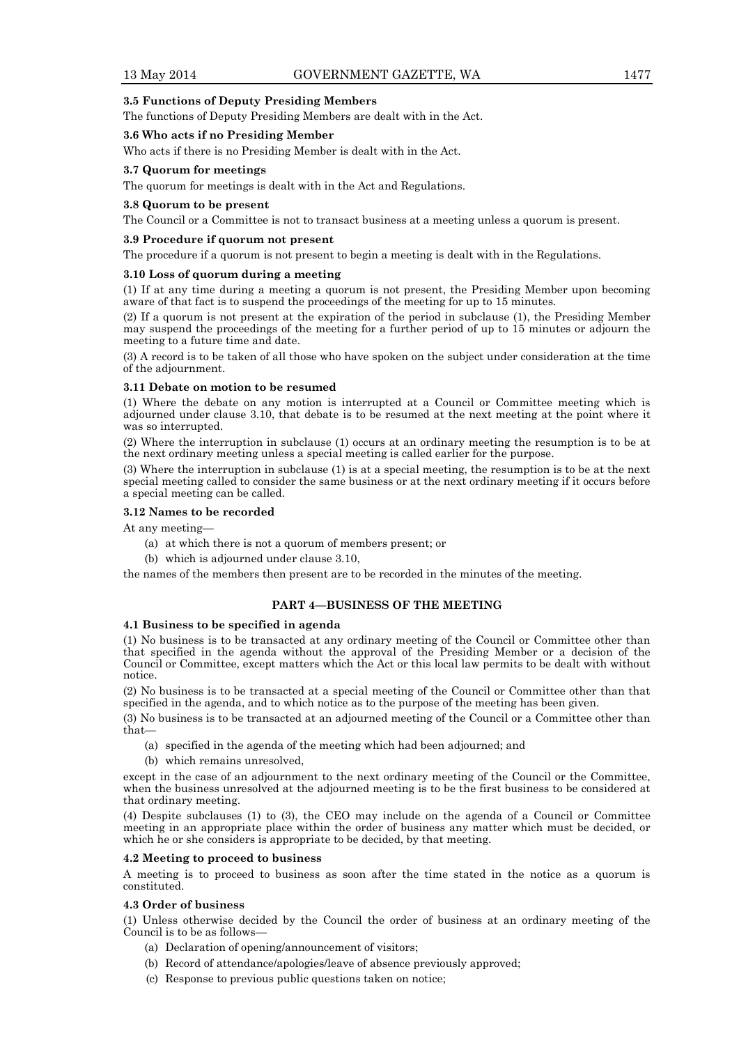**3.5 Functions of Deputy Presiding Members**

The functions of Deputy Presiding Members are dealt with in the Act.

**3.6 Who acts if no Presiding Member**

Who acts if there is no Presiding Member is dealt with in the Act.

**3.7 Quorum for meetings**

The quorum for meetings is dealt with in the Act and Regulations.

**3.8 Quorum to be present**

The Council or a Committee is not to transact business at a meeting unless a quorum is present.

**3.9 Procedure if quorum not present**

The procedure if a quorum is not present to begin a meeting is dealt with in the Regulations.

**3.10 Loss of quorum during a meeting**

(1) If at any time during a meeting a quorum is not present, the Presiding Member upon becoming aware of that fact is to suspend the proceedings of the meeting for up to 15 minutes.

(2) If a quorum is not present at the expiration of the period in subclause (1), the Presiding Member may suspend the proceedings of the meeting for a further period of up to 15 minutes or adjourn the meeting to a future time and date.

(3) A record is to be taken of all those who have spoken on the subject under consideration at the time of the adjournment.

**3.11 Debate on motion to be resumed**

(1) Where the debate on any motion is interrupted at a Council or Committee meeting which is adjourned under clause 3.10, that debate is to be resumed at the next meeting at the point where it was so interrupted.

(2) Where the interruption in subclause (1) occurs at an ordinary meeting the resumption is to be at the next ordinary meeting unless a special meeting is called earlier for the purpose.

(3) Where the interruption in subclause (1) is at a special meeting, the resumption is to be at the next special meeting called to consider the same business or at the next ordinary meeting if it occurs before a special meeting can be called.

**3.12 Names to be recorded**

At any meeting—

- (a) at which there is not a quorum of members present; or
- (b) which is adjourned under clause 3.10,

the names of the members then present are to be recorded in the minutes of the meeting.

## PART 4—BUSINESS OF THE MEETING

**4.1 Business to be specified in agenda**

(1) No business is to be transacted at any ordinary meeting of the Council or Committee other than that specified in the agenda without the approval of the Presiding Member or a decision of the Council or Committee, except matters which the Act or this local law permits to be dealt with without notice.

(2) No business is to be transacted at a special meeting of the Council or Committee other than that specified in the agenda, and to which notice as to the purpose of the meeting has been given.

(3) No business is to be transacted at an adjourned meeting of the Council or a Committee other than that—

- (a) specified in the agenda of the meeting which had been adjourned; and
- (b) which remains unresolved,

except in the case of an adjournment to the next ordinary meeting of the Council or the Committee, when the business unresolved at the adjourned meeting is to be the first business to be considered at that ordinary meeting.

(4) Despite subclauses (1) to (3), the CEO may include on the agenda of a Council or Committee meeting in an appropriate place within the order of business any matter which must be decided, or which he or she considers is appropriate to be decided, by that meeting.

**4.2 Meeting to proceed to business**

A meeting is to proceed to business as soon after the time stated in the notice as a quorum is constituted.

**4.3 Order of business**

(1) Unless otherwise decided by the Council the order of business at an ordinary meeting of the Council is to be as follows—

- (a) Declaration of opening/announcement of visitors;
- (b) Record of attendance/apologies/leave of absence previously approved;
- (c) Response to previous public questions taken on notice;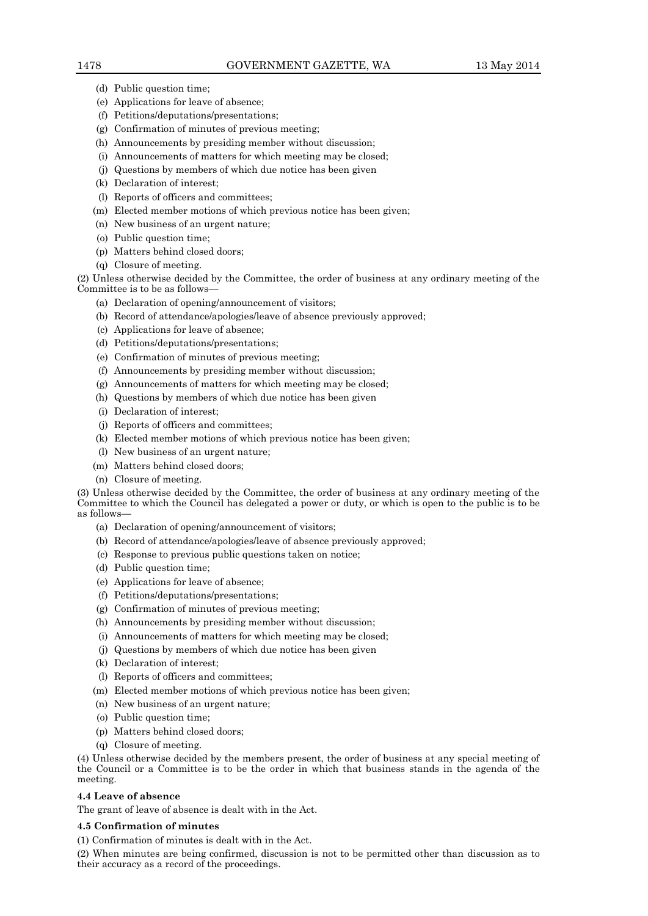- (d) Public question time;
- (e) Applications for leave of absence;
- (f) Petitions/deputations/presentations;
- (g) Confirmation of minutes of previous meeting;
- (h) Announcements by presiding member without discussion;
- (i) Announcements of matters for which meeting may be closed;
- (j) Questions by members of which due notice has been given
- (k) Declaration of interest;
- (l) Reports of officers and committees;
- (m) Elected member motions of which previous notice has been given;
- (n) New business of an urgent nature;
- (o) Public question time;
- (p) Matters behind closed doors;
- (q) Closure of meeting.

(2) Unless otherwise decided by the Committee, the order of business at any ordinary meeting of the Committee is to be as follows—

- (a) Declaration of opening/announcement of visitors;
- (b) Record of attendance/apologies/leave of absence previously approved;
- (c) Applications for leave of absence;
- (d) Petitions/deputations/presentations;
- (e) Confirmation of minutes of previous meeting;
- (f) Announcements by presiding member without discussion;
- (g) Announcements of matters for which meeting may be closed;
- (h) Questions by members of which due notice has been given
- (i) Declaration of interest;
- (j) Reports of officers and committees;
- (k) Elected member motions of which previous notice has been given;
- (l) New business of an urgent nature;
- (m) Matters behind closed doors;
- (n) Closure of meeting.

(3) Unless otherwise decided by the Committee, the order of business at any ordinary meeting of the Committee to which the Council has delegated a power or duty, or which is open to the public is to be as follows—

- (a) Declaration of opening/announcement of visitors;
- (b) Record of attendance/apologies/leave of absence previously approved;
- (c) Response to previous public questions taken on notice;
- (d) Public question time;
- (e) Applications for leave of absence;
- (f) Petitions/deputations/presentations;
- (g) Confirmation of minutes of previous meeting;
- (h) Announcements by presiding member without discussion;
- (i) Announcements of matters for which meeting may be closed;
- (j) Questions by members of which due notice has been given
- (k) Declaration of interest;
- (l) Reports of officers and committees;
- (m) Elected member motions of which previous notice has been given;
- (n) New business of an urgent nature;
- (o) Public question time;
- (p) Matters behind closed doors;
- (q) Closure of meeting.

(4) Unless otherwise decided by the members present, the order of business at any special meeting of the Council or a Committee is to be the order in which that business stands in the agenda of the meeting.

**4.4 Leave of absence**

The grant of leave of absence is dealt with in the Act.

**4.5 Confirmation of minutes**

(1) Confirmation of minutes is dealt with in the Act.

(2) When minutes are being confirmed, discussion is not to be permitted other than discussion as to their accuracy as a record of the proceedings.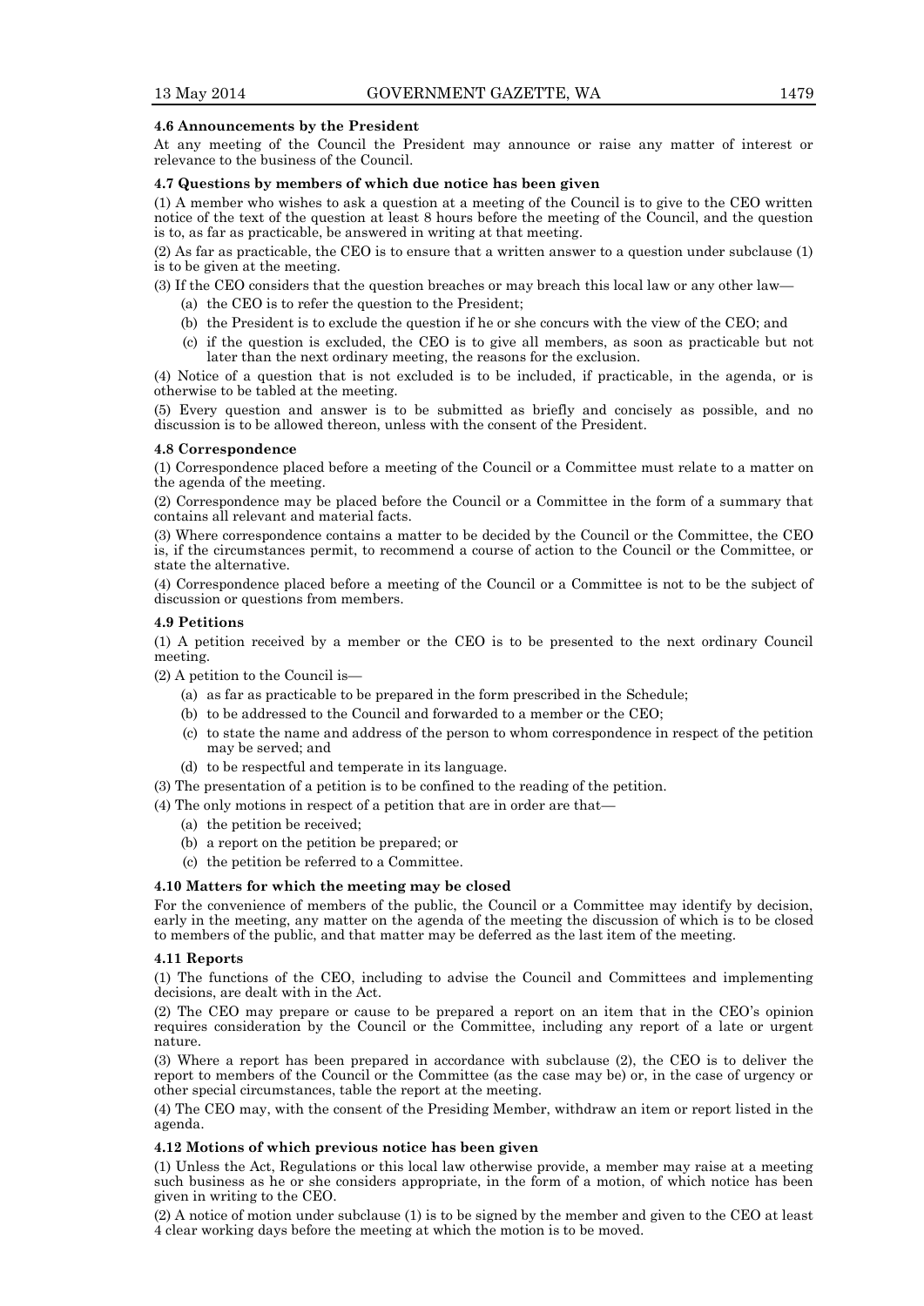#### 4.6 Announcements by the President

At any meeting of the Council the President may announce or raise any matter of interest or relevance to the business of the Council.

#### 4.7 Questions by members of which due notice has been given

(1) A member who wishes to ask a question at a meeting of the Council is to give to the CEO written notice of the text of the question at least 8 hours before the meeting of the Council, and the question is to, as far as practicable, be answered in writing at that meeting.

(2) As far as practicable, the CEO is to ensure that a written answer to a question under subclause (1) is to be given at the meeting.

(3) If the CEO considers that the question breaches or may breach this local law or any other law—

- (a) the CEO is to refer the question to the President;
- (b) the President is to exclude the question if he or she concurs with the view of the CEO; and
- (c) if the question is excluded, the CEO is to give all members, as soon as practicable but not later than the next ordinary meeting, the reasons for the exclusion.

(4) Notice of a question that is not excluded is to be included, if practicable, in the agenda, or is otherwise to be tabled at the meeting.

(5) Every question and answer is to be submitted as briefly and concisely as possible, and no discussion is to be allowed thereon, unless with the consent of the President.

#### 4.8 Correspondence

(1) Correspondence placed before a meeting of the Council or a Committee must relate to a matter on the agenda of the meeting.

(2) Correspondence may be placed before the Council or a Committee in the form of a summary that contains all relevant and material facts.

(3) Where correspondence contains a matter to be decided by the Council or the Committee, the CEO is, if the circumstances permit, to recommend a course of action to the Council or the Committee, or state the alternative.

(4) Correspondence placed before a meeting of the Council or a Committee is not to be the subject of discussion or questions from members.

#### 4.9 Petitions

(1) A petition received by a member or the CEO is to be presented to the next ordinary Council meeting.

(2) A petition to the Council is—

- (a) as far as practicable to be prepared in the form prescribed in the Schedule;
- (b) to be addressed to the Council and forwarded to a member or the CEO;
- (c) to state the name and address of the person to whom correspondence in respect of the petition may be served; and
- (d) to be respectful and temperate in its language.

(3) The presentation of a petition is to be confined to the reading of the petition.

(4) The only motions in respect of a petition that are in order are that—

- (a) the petition be received;
- (b) a report on the petition be prepared; or
- (c) the petition be referred to a Committee.

#### 4.10 Matters for which the meeting may be closed

For the convenience of members of the public, the Council or a Committee may identify by decision, early in the meeting, any matter on the agenda of the meeting the discussion of which is to be closed to members of the public, and that matter may be deferred as the last item of the meeting.

#### 4.11 Reports

(1) The functions of the CEO, including to advise the Council and Committees and implementing decisions, are dealt with in the Act.

(2) The CEO may prepare or cause to be prepared a report on an item that in the CEO's opinion requires consideration by the Council or the Committee, including any report of a late or urgent nature.

(3) Where a report has been prepared in accordance with subclause (2), the CEO is to deliver the report to members of the Council or the Committee (as the case may be) or, in the case of urgency or other special circumstances, table the report at the meeting.

(4) The CEO may, with the consent of the Presiding Member, withdraw an item or report listed in the agenda.

#### 4.12 Motions of which previous notice has been given

(1) Unless the Act, Regulations or this local law otherwise provide, a member may raise at a meeting such business as he or she considers appropriate, in the form of a motion, of which notice has been given in writing to the CEO.

(2) A notice of motion under subclause (1) is to be signed by the member and given to the CEO at least 4 clear working days before the meeting at which the motion is to be moved.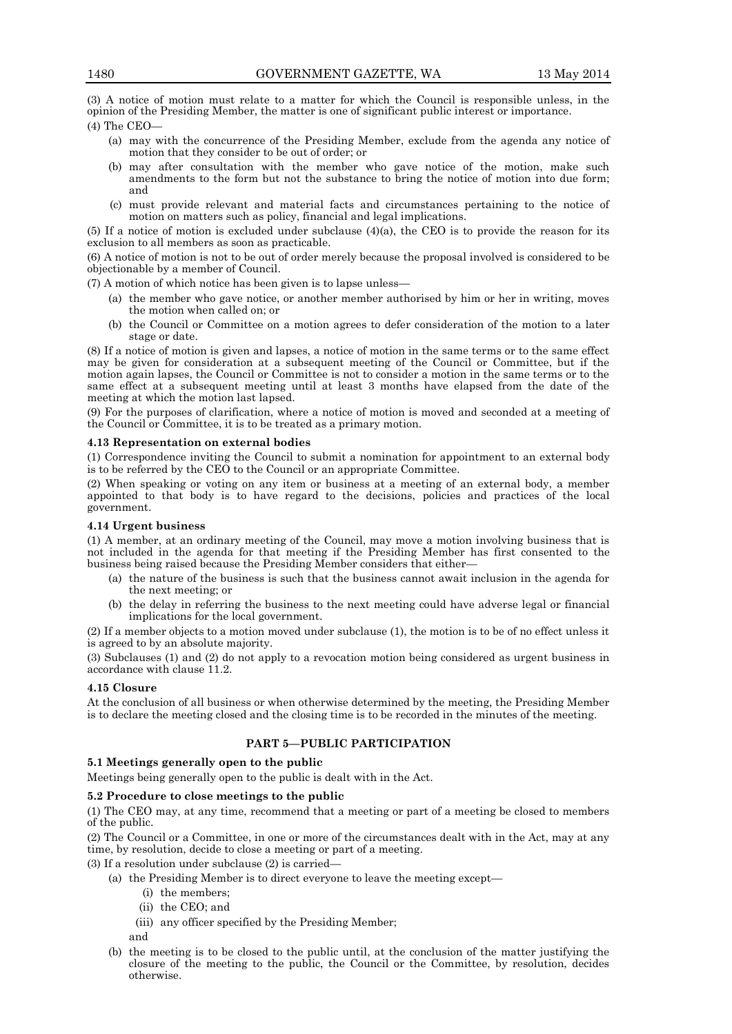(3) A notice of motion must relate to a matter for which the Council is responsible unless, in the opinion of the Presiding Member, the matter is one of significant public interest or importance.

(4) The CEO—

- (a) may with the concurrence of the Presiding Member, exclude from the agenda any notice of motion that they consider to be out of order; or
- (b) may after consultation with the member who gave notice of the motion, make such amendments to the form but not the substance to bring the notice of motion into due form; and
- (c) must provide relevant and material facts and circumstances pertaining to the notice of motion on matters such as policy, financial and legal implications.

(5) If a notice of motion is excluded under subclause (4)(a), the CEO is to provide the reason for its exclusion to all members as soon as practicable.

(6) A notice of motion is not to be out of order merely because the proposal involved is considered to be objectionable by a member of Council.

(7) A motion of which notice has been given is to lapse unless—

- (a) the member who gave notice, or another member authorised by him or her in writing, moves the motion when called on; or
- (b) the Council or Committee on a motion agrees to defer consideration of the motion to a later stage or date.

(8) If a notice of motion is given and lapses, a notice of motion in the same terms or to the same effect may be given for consideration at a subsequent meeting of the Council or Committee, but if the motion again lapses, the Council or Committee is not to consider a motion in the same terms or to the same effect at a subsequent meeting until at least 3 months have elapsed from the date of the meeting at which the motion last lapsed.

(9) For the purposes of clarification, where a notice of motion is moved and seconded at a meeting of the Council or Committee, it is to be treated as a primary motion.

**4.13 Representation on external bodies**

(1) Correspondence inviting the Council to submit a nomination for appointment to an external body is to be referred by the CEO to the Council or an appropriate Committee.

(2) When speaking or voting on any item or business at a meeting of an external body, a member appointed to that body is to have regard to the decisions, policies and practices of the local government.

**4.14 Urgent business**

(1) A member, at an ordinary meeting of the Council, may move a motion involving business that is not included in the agenda for that meeting if the Presiding Member has first consented to the business being raised because the Presiding Member considers that either—

- (a) the nature of the business is such that the business cannot await inclusion in the agenda for the next meeting; or
- (b) the delay in referring the business to the next meeting could have adverse legal or financial implications for the local government.

(2) If a member objects to a motion moved under subclause (1), the motion is to be of no effect unless it is agreed to by an absolute majority.

(3) Subclauses (1) and (2) do not apply to a revocation motion being considered as urgent business in accordance with clause 11.2.

**4.15 Closure**

At the conclusion of all business or when otherwise determined by the meeting, the Presiding Member is to declare the meeting closed and the closing time is to be recorded in the minutes of the meeting.

## PART 5—PUBLIC PARTICIPATION

**5.1 Meetings generally open to the public**

Meetings being generally open to the public is dealt with in the Act.

**5.2 Procedure to close meetings to the public**

(1) The CEO may, at any time, recommend that a meeting or part of a meeting be closed to members of the public.

(2) The Council or a Committee, in one or more of the circumstances dealt with in the Act, may at any time, by resolution, decide to close a meeting or part of a meeting.

(3) If a resolution under subclause (2) is carried—

- (a) the Presiding Member is to direct everyone to leave the meeting except—
    - (i) the members;
    - (ii) the CEO; and
    - (iii) any officer specified by the Presiding Member;

    and
- (b) the meeting is to be closed to the public until, at the conclusion of the matter justifying the closure of the meeting to the public, the Council or the Committee, by resolution, decides otherwise.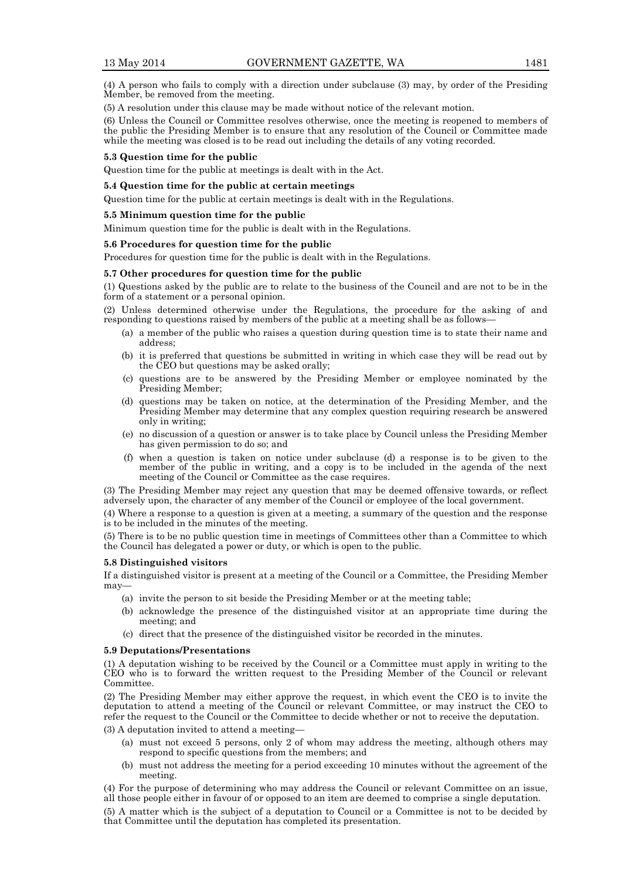(4) A person who fails to comply with a direction under subclause (3) may, by order of the Presiding Member, be removed from the meeting.

(5) A resolution under this clause may be made without notice of the relevant motion.

(6) Unless the Council or Committee resolves otherwise, once the meeting is reopened to members of the public the Presiding Member is to ensure that any resolution of the Council or Committee made while the meeting was closed is to be read out including the details of any voting recorded.

**5.3 Question time for the public**

Question time for the public at meetings is dealt with in the Act.

**5.4 Question time for the public at certain meetings**

Question time for the public at certain meetings is dealt with in the Regulations.

**5.5 Minimum question time for the public**

Minimum question time for the public is dealt with in the Regulations.

**5.6 Procedures for question time for the public**

Procedures for question time for the public is dealt with in the Regulations.

**5.7 Other procedures for question time for the public**

(1) Questions asked by the public are to relate to the business of the Council and are not to be in the form of a statement or a personal opinion.

(2) Unless determined otherwise under the Regulations, the procedure for the asking of and responding to questions raised by members of the public at a meeting shall be as follows—

- (a) a member of the public who raises a question during question time is to state their name and address;
- (b) it is preferred that questions be submitted in writing in which case they will be read out by the CEO but questions may be asked orally;
- (c) questions are to be answered by the Presiding Member or employee nominated by the Presiding Member;
- (d) questions may be taken on notice, at the determination of the Presiding Member, and the Presiding Member may determine that any complex question requiring research be answered only in writing;
- (e) no discussion of a question or answer is to take place by Council unless the Presiding Member has given permission to do so; and
- (f) when a question is taken on notice under subclause (d) a response is to be given to the member of the public in writing, and a copy is to be included in the agenda of the next meeting of the Council or Committee as the case requires.

(3) The Presiding Member may reject any question that may be deemed offensive towards, or reflect adversely upon, the character of any member of the Council or employee of the local government.

(4) Where a response to a question is given at a meeting, a summary of the question and the response is to be included in the minutes of the meeting.

(5) There is to be no public question time in meetings of Committees other than a Committee to which the Council has delegated a power or duty, or which is open to the public.

**5.8 Distinguished visitors**

If a distinguished visitor is present at a meeting of the Council or a Committee, the Presiding Member may—

- (a) invite the person to sit beside the Presiding Member or at the meeting table;
- (b) acknowledge the presence of the distinguished visitor at an appropriate time during the meeting; and
- (c) direct that the presence of the distinguished visitor be recorded in the minutes.

**5.9 Deputations/Presentations**

(1) A deputation wishing to be received by the Council or a Committee must apply in writing to the CEO who is to forward the written request to the Presiding Member of the Council or relevant Committee.

(2) The Presiding Member may either approve the request, in which event the CEO is to invite the deputation to attend a meeting of the Council or relevant Committee, or may instruct the CEO to refer the request to the Council or the Committee to decide whether or not to receive the deputation.

(3) A deputation invited to attend a meeting—

- (a) must not exceed 5 persons, only 2 of whom may address the meeting, although others may respond to specific questions from the members; and
- (b) must not address the meeting for a period exceeding 10 minutes without the agreement of the meeting.

(4) For the purpose of determining who may address the Council or relevant Committee on an issue, all those people either in favour of or opposed to an item are deemed to comprise a single deputation.

(5) A matter which is the subject of a deputation to Council or a Committee is not to be decided by that Committee until the deputation has completed its presentation.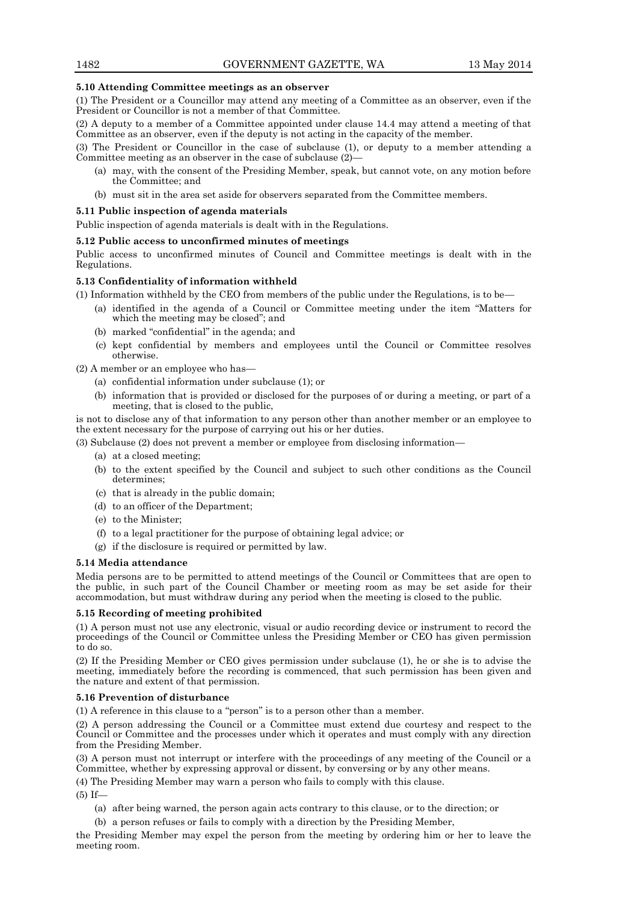**5.10 Attending Committee meetings as an observer**

(1) The President or a Councillor may attend any meeting of a Committee as an observer, even if the President or Councillor is not a member of that Committee.

(2) A deputy to a member of a Committee appointed under clause 14.4 may attend a meeting of that Committee as an observer, even if the deputy is not acting in the capacity of the member.

(3) The President or Councillor in the case of subclause (1), or deputy to a member attending a Committee meeting as an observer in the case of subclause (2)—

- (a) may, with the consent of the Presiding Member, speak, but cannot vote, on any motion before the Committee; and
- (b) must sit in the area set aside for observers separated from the Committee members.

**5.11 Public inspection of agenda materials**

Public inspection of agenda materials is dealt with in the Regulations.

**5.12 Public access to unconfirmed minutes of meetings**

Public access to unconfirmed minutes of Council and Committee meetings is dealt with in the Regulations.

**5.13 Confidentiality of information withheld**

(1) Information withheld by the CEO from members of the public under the Regulations, is to be—

- (a) identified in the agenda of a Council or Committee meeting under the item "Matters for which the meeting may be closed"; and
- (b) marked "confidential" in the agenda; and
- (c) kept confidential by members and employees until the Council or Committee resolves otherwise.

(2) A member or an employee who has—

- (a) confidential information under subclause (1); or
- (b) information that is provided or disclosed for the purposes of or during a meeting, or part of a meeting, that is closed to the public,

is not to disclose any of that information to any person other than another member or an employee to the extent necessary for the purpose of carrying out his or her duties.

(3) Subclause (2) does not prevent a member or employee from disclosing information—

- (a) at a closed meeting;
- (b) to the extent specified by the Council and subject to such other conditions as the Council determines;
- (c) that is already in the public domain;
- (d) to an officer of the Department;
- (e) to the Minister;
- (f) to a legal practitioner for the purpose of obtaining legal advice; or
- (g) if the disclosure is required or permitted by law.

**5.14 Media attendance**

Media persons are to be permitted to attend meetings of the Council or Committees that are open to the public, in such part of the Council Chamber or meeting room as may be set aside for their accommodation, but must withdraw during any period when the meeting is closed to the public.

**5.15 Recording of meeting prohibited**

(1) A person must not use any electronic, visual or audio recording device or instrument to record the proceedings of the Council or Committee unless the Presiding Member or CEO has given permission to do so.

(2) If the Presiding Member or CEO gives permission under subclause (1), he or she is to advise the meeting, immediately before the recording is commenced, that such permission has been given and the nature and extent of that permission.

**5.16 Prevention of disturbance**

(1) A reference in this clause to a "person" is to a person other than a member.

(2) A person addressing the Council or a Committee must extend due courtesy and respect to the Council or Committee and the processes under which it operates and must comply with any direction from the Presiding Member.

(3) A person must not interrupt or interfere with the proceedings of any meeting of the Council or a Committee, whether by expressing approval or dissent, by conversing or by any other means.

(4) The Presiding Member may warn a person who fails to comply with this clause.

(5) If—

- (a) after being warned, the person again acts contrary to this clause, or to the direction; or
- (b) a person refuses or fails to comply with a direction by the Presiding Member,

the Presiding Member may expel the person from the meeting by ordering him or her to leave the meeting room.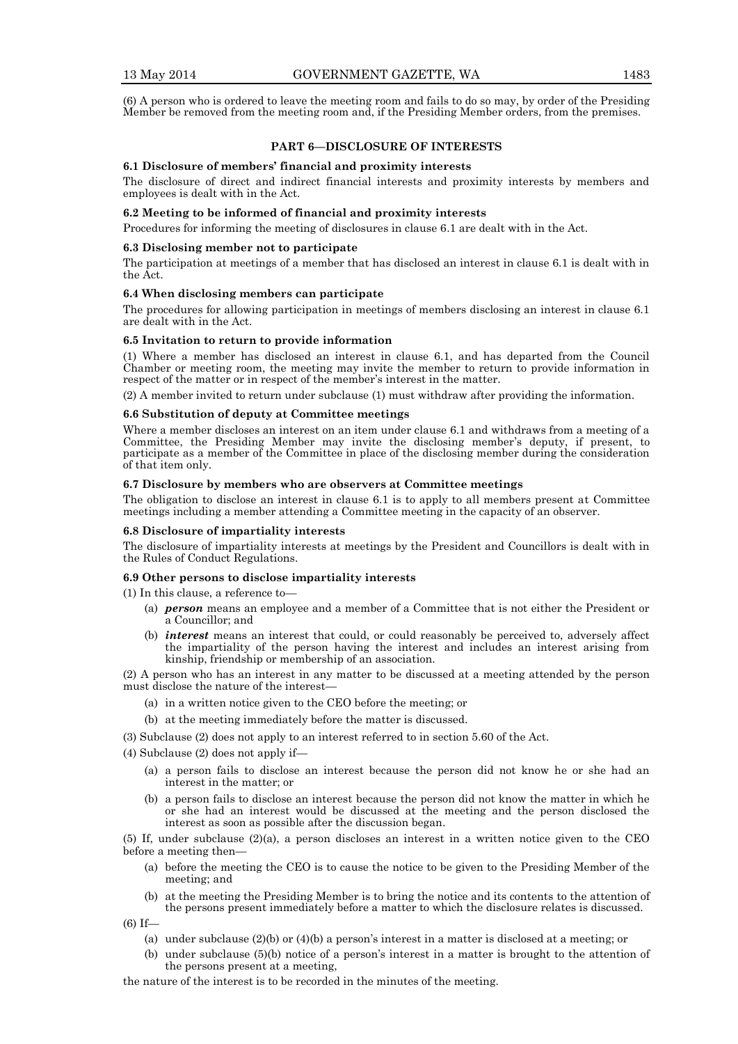(6) A person who is ordered to leave the meeting room and fails to do so may, by order of the Presiding Member be removed from the meeting room and, if the Presiding Member orders, from the premises.

## PART 6—DISCLOSURE OF INTERESTS

### 6.1 Disclosure of members' financial and proximity interests

The disclosure of direct and indirect financial interests and proximity interests by members and employees is dealt with in the Act.

### 6.2 Meeting to be informed of financial and proximity interests

Procedures for informing the meeting of disclosures in clause 6.1 are dealt with in the Act.

### 6.3 Disclosing member not to participate

The participation at meetings of a member that has disclosed an interest in clause 6.1 is dealt with in the Act.

### 6.4 When disclosing members can participate

The procedures for allowing participation in meetings of members disclosing an interest in clause 6.1 are dealt with in the Act.

### 6.5 Invitation to return to provide information

(1) Where a member has disclosed an interest in clause 6.1, and has departed from the Council Chamber or meeting room, the meeting may invite the member to return to provide information in respect of the matter or in respect of the member's interest in the matter.

(2) A member invited to return under subclause (1) must withdraw after providing the information.

### 6.6 Substitution of deputy at Committee meetings

Where a member discloses an interest on an item under clause 6.1 and withdraws from a meeting of a Committee, the Presiding Member may invite the disclosing member's deputy, if present, to participate as a member of the Committee in place of the disclosing member during the consideration of that item only.

### 6.7 Disclosure by members who are observers at Committee meetings

The obligation to disclose an interest in clause 6.1 is to apply to all members present at Committee meetings including a member attending a Committee meeting in the capacity of an observer.

### 6.8 Disclosure of impartiality interests

The disclosure of impartiality interests at meetings by the President and Councillors is dealt with in the Rules of Conduct Regulations.

### 6.9 Other persons to disclose impartiality interests

(1) In this clause, a reference to—

- (a) ***person*** means an employee and a member of a Committee that is not either the President or a Councillor; and
- (b) ***interest*** means an interest that could, or could reasonably be perceived to, adversely affect the impartiality of the person having the interest and includes an interest arising from kinship, friendship or membership of an association.

(2) A person who has an interest in any matter to be discussed at a meeting attended by the person must disclose the nature of the interest—

- (a) in a written notice given to the CEO before the meeting; or
- (b) at the meeting immediately before the matter is discussed.

(3) Subclause (2) does not apply to an interest referred to in section 5.60 of the Act.

(4) Subclause (2) does not apply if—

- (a) a person fails to disclose an interest because the person did not know he or she had an interest in the matter; or
- (b) a person fails to disclose an interest because the person did not know the matter in which he or she had an interest would be discussed at the meeting and the person disclosed the interest as soon as possible after the discussion began.

(5) If, under subclause (2)(a), a person discloses an interest in a written notice given to the CEO before a meeting then—

- (a) before the meeting the CEO is to cause the notice to be given to the Presiding Member of the meeting; and
- (b) at the meeting the Presiding Member is to bring the notice and its contents to the attention of the persons present immediately before a matter to which the disclosure relates is discussed.

(6) If—

- (a) under subclause (2)(b) or (4)(b) a person's interest in a matter is disclosed at a meeting; or
- (b) under subclause (5)(b) notice of a person's interest in a matter is brought to the attention of the persons present at a meeting,

the nature of the interest is to be recorded in the minutes of the meeting.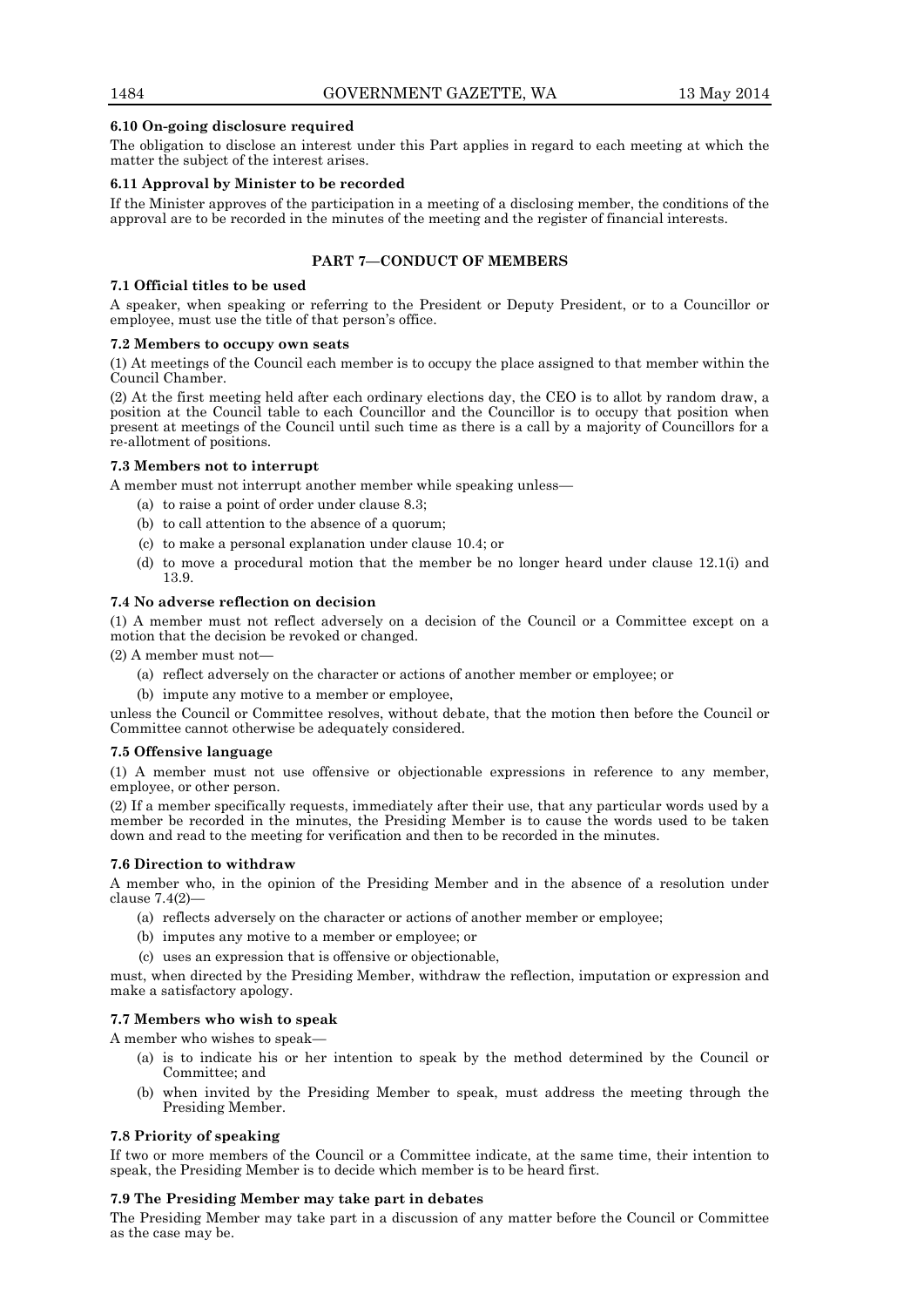**6.10 On-going disclosure required**

The obligation to disclose an interest under this Part applies in regard to each meeting at which the matter the subject of the interest arises.

**6.11 Approval by Minister to be recorded**

If the Minister approves of the participation in a meeting of a disclosing member, the conditions of the approval are to be recorded in the minutes of the meeting and the register of financial interests.

## PART 7—CONDUCT OF MEMBERS

**7.1 Official titles to be used**

A speaker, when speaking or referring to the President or Deputy President, or to a Councillor or employee, must use the title of that person's office.

**7.2 Members to occupy own seats**

(1) At meetings of the Council each member is to occupy the place assigned to that member within the Council Chamber.

(2) At the first meeting held after each ordinary elections day, the CEO is to allot by random draw, a position at the Council table to each Councillor and the Councillor is to occupy that position when present at meetings of the Council until such time as there is a call by a majority of Councillors for a re-allotment of positions.

**7.3 Members not to interrupt**

A member must not interrupt another member while speaking unless—

- (a) to raise a point of order under clause 8.3;
- (b) to call attention to the absence of a quorum;
- (c) to make a personal explanation under clause 10.4; or
- (d) to move a procedural motion that the member be no longer heard under clause 12.1(i) and 13.9.

**7.4 No adverse reflection on decision**

(1) A member must not reflect adversely on a decision of the Council or a Committee except on a motion that the decision be revoked or changed.

(2) A member must not—

- (a) reflect adversely on the character or actions of another member or employee; or
- (b) impute any motive to a member or employee,

unless the Council or Committee resolves, without debate, that the motion then before the Council or Committee cannot otherwise be adequately considered.

**7.5 Offensive language**

(1) A member must not use offensive or objectionable expressions in reference to any member, employee, or other person.

(2) If a member specifically requests, immediately after their use, that any particular words used by a member be recorded in the minutes, the Presiding Member is to cause the words used to be taken down and read to the meeting for verification and then to be recorded in the minutes.

**7.6 Direction to withdraw**

A member who, in the opinion of the Presiding Member and in the absence of a resolution under clause 7.4(2)—

- (a) reflects adversely on the character or actions of another member or employee;
- (b) imputes any motive to a member or employee; or
- (c) uses an expression that is offensive or objectionable,

must, when directed by the Presiding Member, withdraw the reflection, imputation or expression and make a satisfactory apology.

**7.7 Members who wish to speak**

A member who wishes to speak—

- (a) is to indicate his or her intention to speak by the method determined by the Council or Committee; and
- (b) when invited by the Presiding Member to speak, must address the meeting through the Presiding Member.

**7.8 Priority of speaking**

If two or more members of the Council or a Committee indicate, at the same time, their intention to speak, the Presiding Member is to decide which member is to be heard first.

**7.9 The Presiding Member may take part in debates**

The Presiding Member may take part in a discussion of any matter before the Council or Committee as the case may be.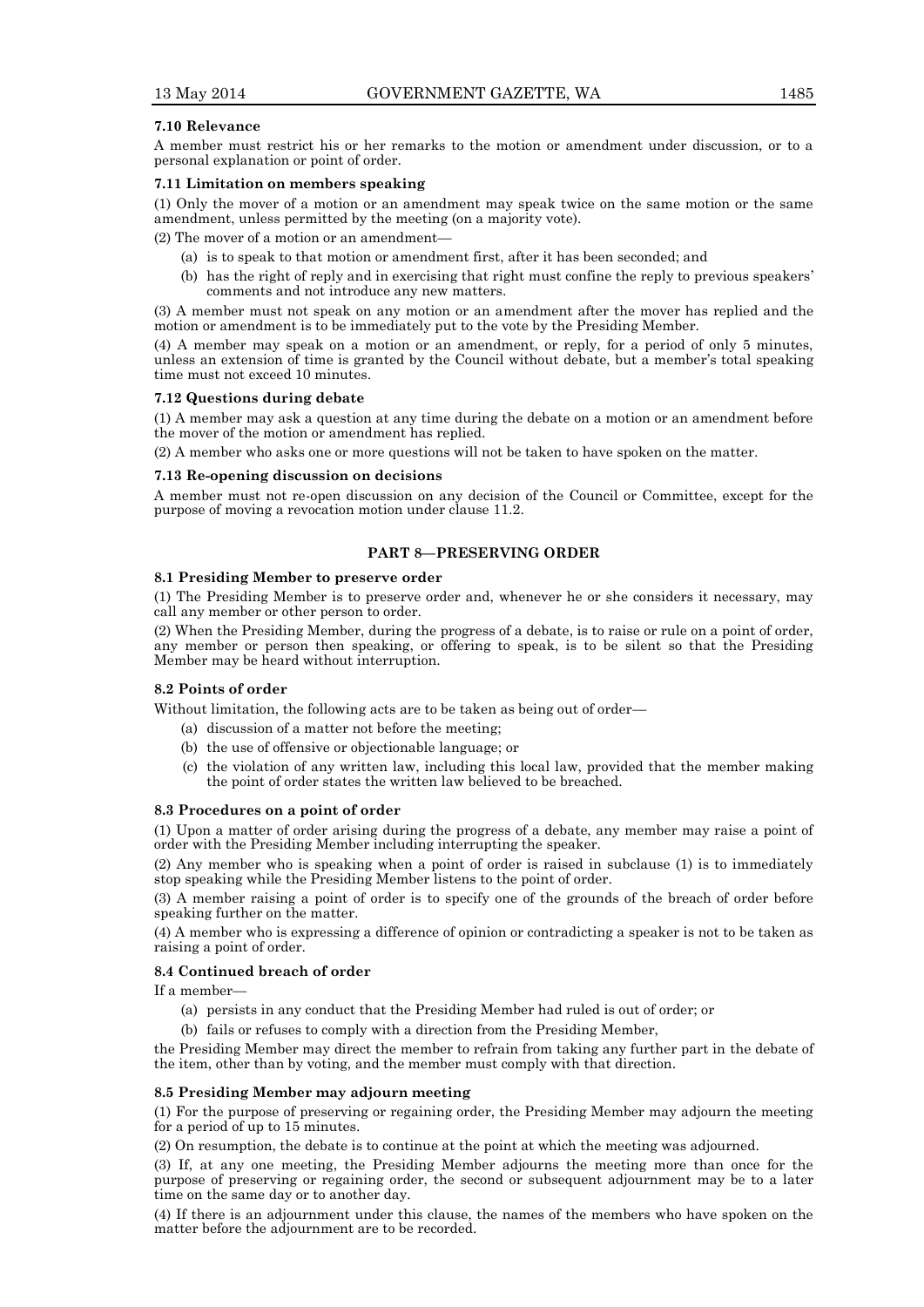**7.10 Relevance**

A member must restrict his or her remarks to the motion or amendment under discussion, or to a personal explanation or point of order.

**7.11 Limitation on members speaking**

(1) Only the mover of a motion or an amendment may speak twice on the same motion or the same amendment, unless permitted by the meeting (on a majority vote).

(2) The mover of a motion or an amendment—

- (a) is to speak to that motion or amendment first, after it has been seconded; and
- (b) has the right of reply and in exercising that right must confine the reply to previous speakers' comments and not introduce any new matters.

(3) A member must not speak on any motion or an amendment after the mover has replied and the motion or amendment is to be immediately put to the vote by the Presiding Member.

(4) A member may speak on a motion or an amendment, or reply, for a period of only 5 minutes, unless an extension of time is granted by the Council without debate, but a member's total speaking time must not exceed 10 minutes.

**7.12 Questions during debate**

(1) A member may ask a question at any time during the debate on a motion or an amendment before the mover of the motion or amendment has replied.

(2) A member who asks one or more questions will not be taken to have spoken on the matter.

**7.13 Re-opening discussion on decisions**

A member must not re-open discussion on any decision of the Council or Committee, except for the purpose of moving a revocation motion under clause 11.2.

## PART 8—PRESERVING ORDER

**8.1 Presiding Member to preserve order**

(1) The Presiding Member is to preserve order and, whenever he or she considers it necessary, may call any member or other person to order.

(2) When the Presiding Member, during the progress of a debate, is to raise or rule on a point of order, any member or person then speaking, or offering to speak, is to be silent so that the Presiding Member may be heard without interruption.

**8.2 Points of order**

Without limitation, the following acts are to be taken as being out of order—

- (a) discussion of a matter not before the meeting;
- (b) the use of offensive or objectionable language; or
- (c) the violation of any written law, including this local law, provided that the member making the point of order states the written law believed to be breached.

**8.3 Procedures on a point of order**

(1) Upon a matter of order arising during the progress of a debate, any member may raise a point of order with the Presiding Member including interrupting the speaker.

(2) Any member who is speaking when a point of order is raised in subclause (1) is to immediately stop speaking while the Presiding Member listens to the point of order.

(3) A member raising a point of order is to specify one of the grounds of the breach of order before speaking further on the matter.

(4) A member who is expressing a difference of opinion or contradicting a speaker is not to be taken as raising a point of order.

**8.4 Continued breach of order**

If a member—

- (a) persists in any conduct that the Presiding Member had ruled is out of order; or
- (b) fails or refuses to comply with a direction from the Presiding Member,

the Presiding Member may direct the member to refrain from taking any further part in the debate of the item, other than by voting, and the member must comply with that direction.

**8.5 Presiding Member may adjourn meeting**

(1) For the purpose of preserving or regaining order, the Presiding Member may adjourn the meeting for a period of up to 15 minutes.

(2) On resumption, the debate is to continue at the point at which the meeting was adjourned.

(3) If, at any one meeting, the Presiding Member adjourns the meeting more than once for the purpose of preserving or regaining order, the second or subsequent adjournment may be to a later time on the same day or to another day.

(4) If there is an adjournment under this clause, the names of the members who have spoken on the matter before the adjournment are to be recorded.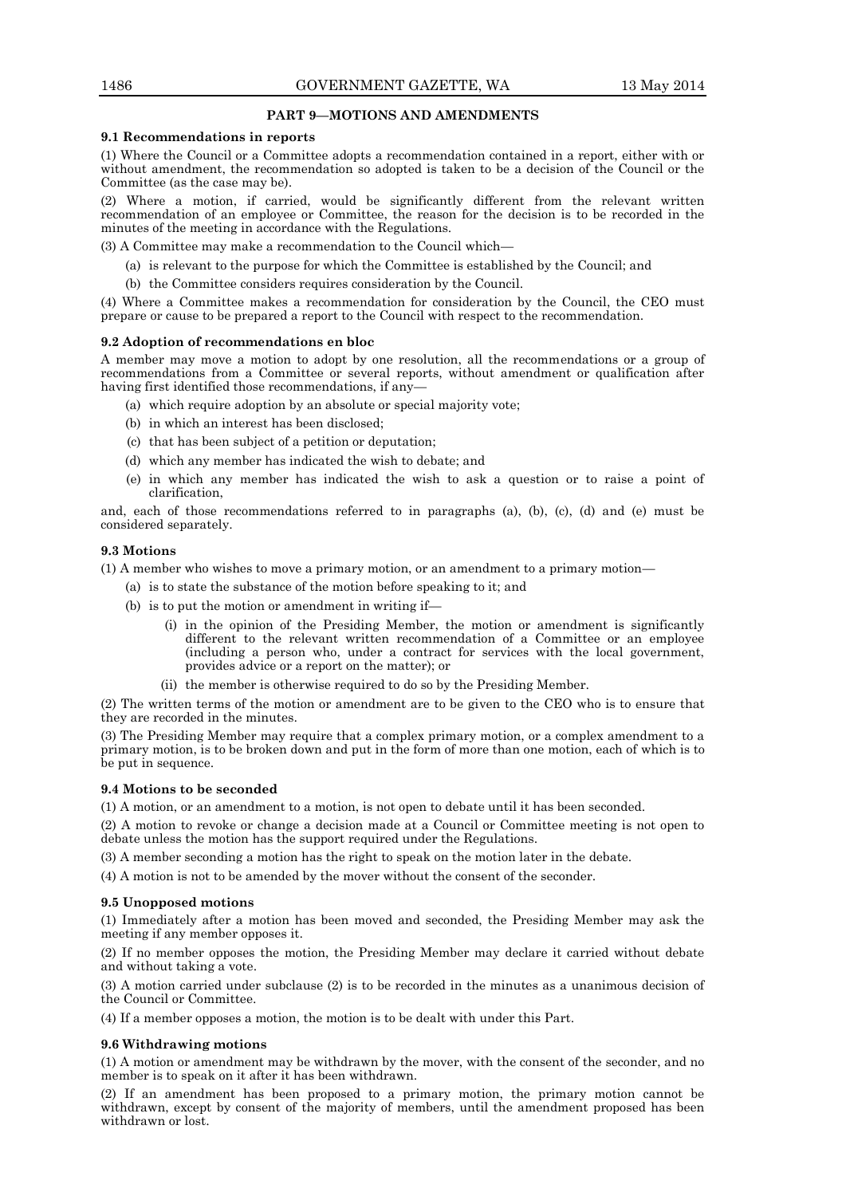## PART 9—MOTIONS AND AMENDMENTS

### 9.1 Recommendations in reports

(1) Where the Council or a Committee adopts a recommendation contained in a report, either with or without amendment, the recommendation so adopted is taken to be a decision of the Council or the Committee (as the case may be).

(2) Where a motion, if carried, would be significantly different from the relevant written recommendation of an employee or Committee, the reason for the decision is to be recorded in the minutes of the meeting in accordance with the Regulations.

(3) A Committee may make a recommendation to the Council which—

- (a) is relevant to the purpose for which the Committee is established by the Council; and
- (b) the Committee considers requires consideration by the Council.

(4) Where a Committee makes a recommendation for consideration by the Council, the CEO must prepare or cause to be prepared a report to the Council with respect to the recommendation.

### 9.2 Adoption of recommendations en bloc

A member may move a motion to adopt by one resolution, all the recommendations or a group of recommendations from a Committee or several reports, without amendment or qualification after having first identified those recommendations, if any—

- (a) which require adoption by an absolute or special majority vote;
- (b) in which an interest has been disclosed;
- (c) that has been subject of a petition or deputation;
- (d) which any member has indicated the wish to debate; and
- (e) in which any member has indicated the wish to ask a question or to raise a point of clarification,

and, each of those recommendations referred to in paragraphs (a), (b), (c), (d) and (e) must be considered separately.

### 9.3 Motions

(1) A member who wishes to move a primary motion, or an amendment to a primary motion—

- (a) is to state the substance of the motion before speaking to it; and
- (b) is to put the motion or amendment in writing if—
  - (i) in the opinion of the Presiding Member, the motion or amendment is significantly different to the relevant written recommendation of a Committee or an employee (including a person who, under a contract for services with the local government, provides advice or a report on the matter); or
  - (ii) the member is otherwise required to do so by the Presiding Member.

(2) The written terms of the motion or amendment are to be given to the CEO who is to ensure that they are recorded in the minutes.

(3) The Presiding Member may require that a complex primary motion, or a complex amendment to a primary motion, is to be broken down and put in the form of more than one motion, each of which is to be put in sequence.

### 9.4 Motions to be seconded

(1) A motion, or an amendment to a motion, is not open to debate until it has been seconded.

(2) A motion to revoke or change a decision made at a Council or Committee meeting is not open to debate unless the motion has the support required under the Regulations.

(3) A member seconding a motion has the right to speak on the motion later in the debate.

(4) A motion is not to be amended by the mover without the consent of the seconder.

### 9.5 Unopposed motions

(1) Immediately after a motion has been moved and seconded, the Presiding Member may ask the meeting if any member opposes it.

(2) If no member opposes the motion, the Presiding Member may declare it carried without debate and without taking a vote.

(3) A motion carried under subclause (2) is to be recorded in the minutes as a unanimous decision of the Council or Committee.

(4) If a member opposes a motion, the motion is to be dealt with under this Part.

### 9.6 Withdrawing motions

(1) A motion or amendment may be withdrawn by the mover, with the consent of the seconder, and no member is to speak on it after it has been withdrawn.

(2) If an amendment has been proposed to a primary motion, the primary motion cannot be withdrawn, except by consent of the majority of members, until the amendment proposed has been withdrawn or lost.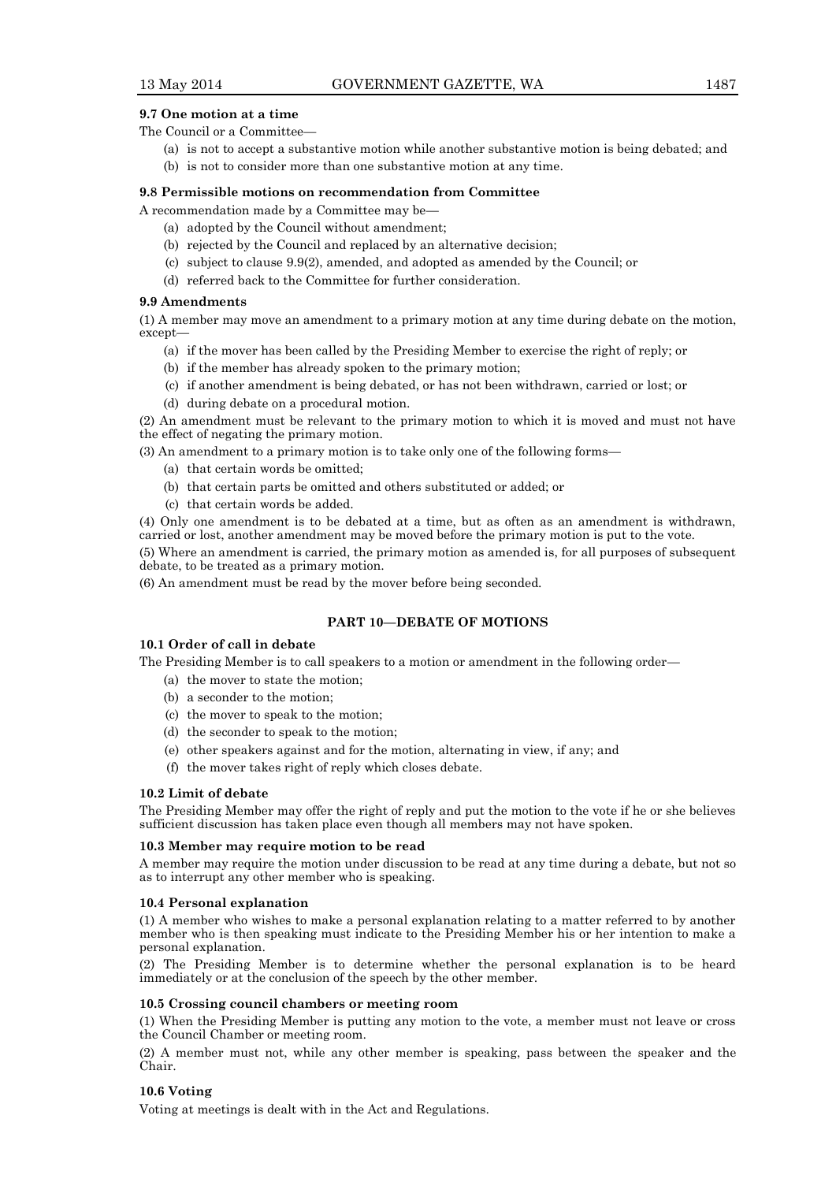**9.7 One motion at a time**

The Council or a Committee—

- (a) is not to accept a substantive motion while another substantive motion is being debated; and
- (b) is not to consider more than one substantive motion at any time.

**9.8 Permissible motions on recommendation from Committee**

A recommendation made by a Committee may be—

- (a) adopted by the Council without amendment;
- (b) rejected by the Council and replaced by an alternative decision;
- (c) subject to clause 9.9(2), amended, and adopted as amended by the Council; or
- (d) referred back to the Committee for further consideration.

**9.9 Amendments**

(1) A member may move an amendment to a primary motion at any time during debate on the motion, except—

- (a) if the mover has been called by the Presiding Member to exercise the right of reply; or
- (b) if the member has already spoken to the primary motion;
- (c) if another amendment is being debated, or has not been withdrawn, carried or lost; or
- (d) during debate on a procedural motion.

(2) An amendment must be relevant to the primary motion to which it is moved and must not have the effect of negating the primary motion.

(3) An amendment to a primary motion is to take only one of the following forms—

- (a) that certain words be omitted;
- (b) that certain parts be omitted and others substituted or added; or
- (c) that certain words be added.

(4) Only one amendment is to be debated at a time, but as often as an amendment is withdrawn, carried or lost, another amendment may be moved before the primary motion is put to the vote.

(5) Where an amendment is carried, the primary motion as amended is, for all purposes of subsequent debate, to be treated as a primary motion.

(6) An amendment must be read by the mover before being seconded.

## PART 10—DEBATE OF MOTIONS

**10.1 Order of call in debate**

The Presiding Member is to call speakers to a motion or amendment in the following order—

- (a) the mover to state the motion;
- (b) a seconder to the motion;
- (c) the mover to speak to the motion;
- (d) the seconder to speak to the motion;
- (e) other speakers against and for the motion, alternating in view, if any; and
- (f) the mover takes right of reply which closes debate.

**10.2 Limit of debate**

The Presiding Member may offer the right of reply and put the motion to the vote if he or she believes sufficient discussion has taken place even though all members may not have spoken.

**10.3 Member may require motion to be read**

A member may require the motion under discussion to be read at any time during a debate, but not so as to interrupt any other member who is speaking.

**10.4 Personal explanation**

(1) A member who wishes to make a personal explanation relating to a matter referred to by another member who is then speaking must indicate to the Presiding Member his or her intention to make a personal explanation.

(2) The Presiding Member is to determine whether the personal explanation is to be heard immediately or at the conclusion of the speech by the other member.

**10.5 Crossing council chambers or meeting room**

(1) When the Presiding Member is putting any motion to the vote, a member must not leave or cross the Council Chamber or meeting room.

(2) A member must not, while any other member is speaking, pass between the speaker and the Chair.

**10.6 Voting**

Voting at meetings is dealt with in the Act and Regulations.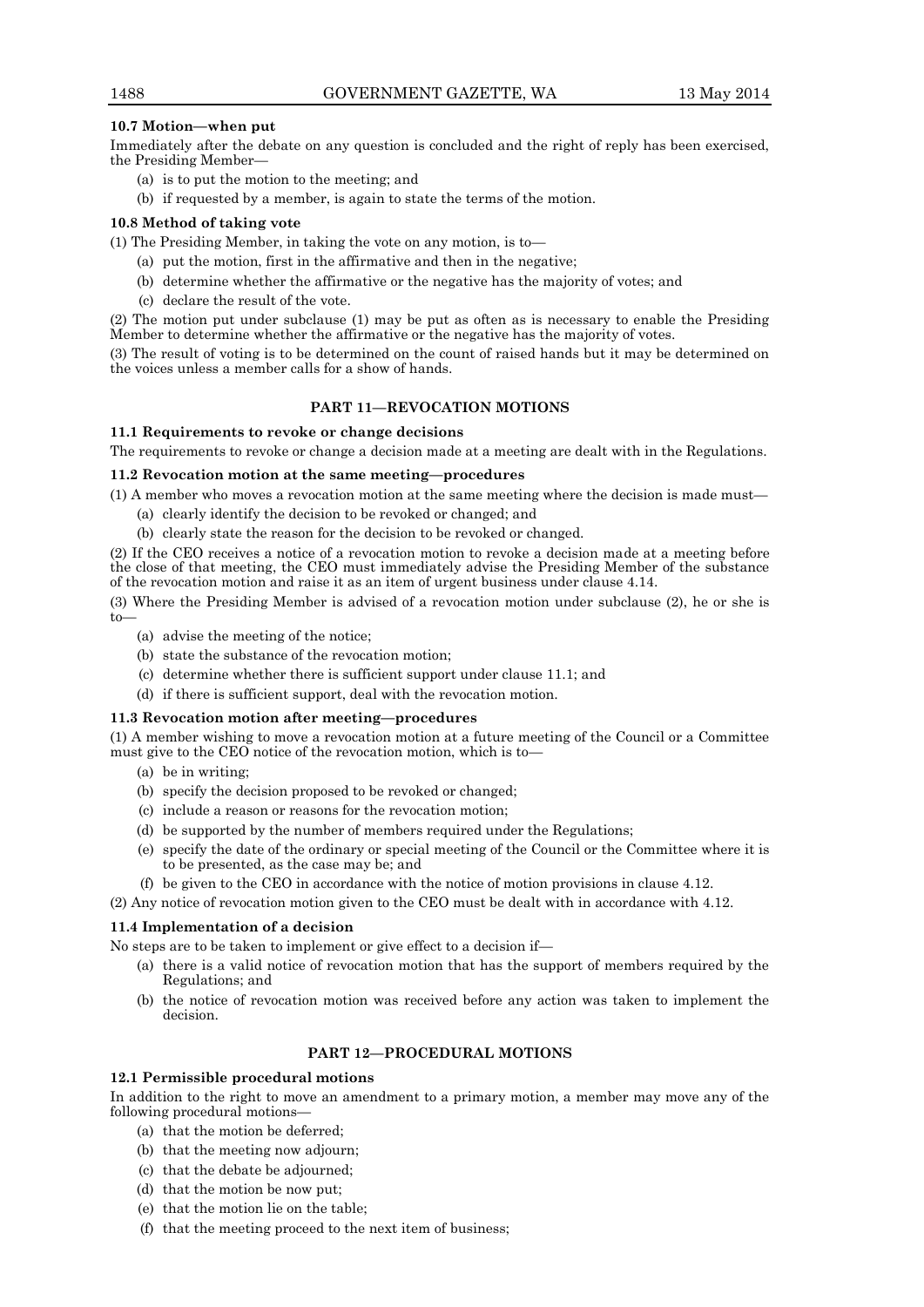**10.7 Motion—when put**

Immediately after the debate on any question is concluded and the right of reply has been exercised, the Presiding Member—

(a) is to put the motion to the meeting; and

(b) if requested by a member, is again to state the terms of the motion.

**10.8 Method of taking vote**

(1) The Presiding Member, in taking the vote on any motion, is to—

(a) put the motion, first in the affirmative and then in the negative;

(b) determine whether the affirmative or the negative has the majority of votes; and

(c) declare the result of the vote.

(2) The motion put under subclause (1) may be put as often as is necessary to enable the Presiding Member to determine whether the affirmative or the negative has the majority of votes.

(3) The result of voting is to be determined on the count of raised hands but it may be determined on the voices unless a member calls for a show of hands.

## PART 11—REVOCATION MOTIONS

**11.1 Requirements to revoke or change decisions**

The requirements to revoke or change a decision made at a meeting are dealt with in the Regulations.

**11.2 Revocation motion at the same meeting—procedures**

(1) A member who moves a revocation motion at the same meeting where the decision is made must—

(a) clearly identify the decision to be revoked or changed; and

(b) clearly state the reason for the decision to be revoked or changed.

(2) If the CEO receives a notice of a revocation motion to revoke a decision made at a meeting before the close of that meeting, the CEO must immediately advise the Presiding Member of the substance of the revocation motion and raise it as an item of urgent business under clause 4.14.

(3) Where the Presiding Member is advised of a revocation motion under subclause (2), he or she is to—

(a) advise the meeting of the notice;

(b) state the substance of the revocation motion;

(c) determine whether there is sufficient support under clause 11.1; and

(d) if there is sufficient support, deal with the revocation motion.

**11.3 Revocation motion after meeting—procedures**

(1) A member wishing to move a revocation motion at a future meeting of the Council or a Committee must give to the CEO notice of the revocation motion, which is to—

(a) be in writing;

(b) specify the decision proposed to be revoked or changed;

(c) include a reason or reasons for the revocation motion;

(d) be supported by the number of members required under the Regulations;

(e) specify the date of the ordinary or special meeting of the Council or the Committee where it is to be presented, as the case may be; and

(f) be given to the CEO in accordance with the notice of motion provisions in clause 4.12.

(2) Any notice of revocation motion given to the CEO must be dealt with in accordance with 4.12.

**11.4 Implementation of a decision**

No steps are to be taken to implement or give effect to a decision if—

(a) there is a valid notice of revocation motion that has the support of members required by the Regulations; and

(b) the notice of revocation motion was received before any action was taken to implement the decision.

## PART 12—PROCEDURAL MOTIONS

**12.1 Permissible procedural motions**

In addition to the right to move an amendment to a primary motion, a member may move any of the following procedural motions—

(a) that the motion be deferred;

(b) that the meeting now adjourn;

(c) that the debate be adjourned;

(d) that the motion be now put;

(e) that the motion lie on the table;

(f) that the meeting proceed to the next item of business;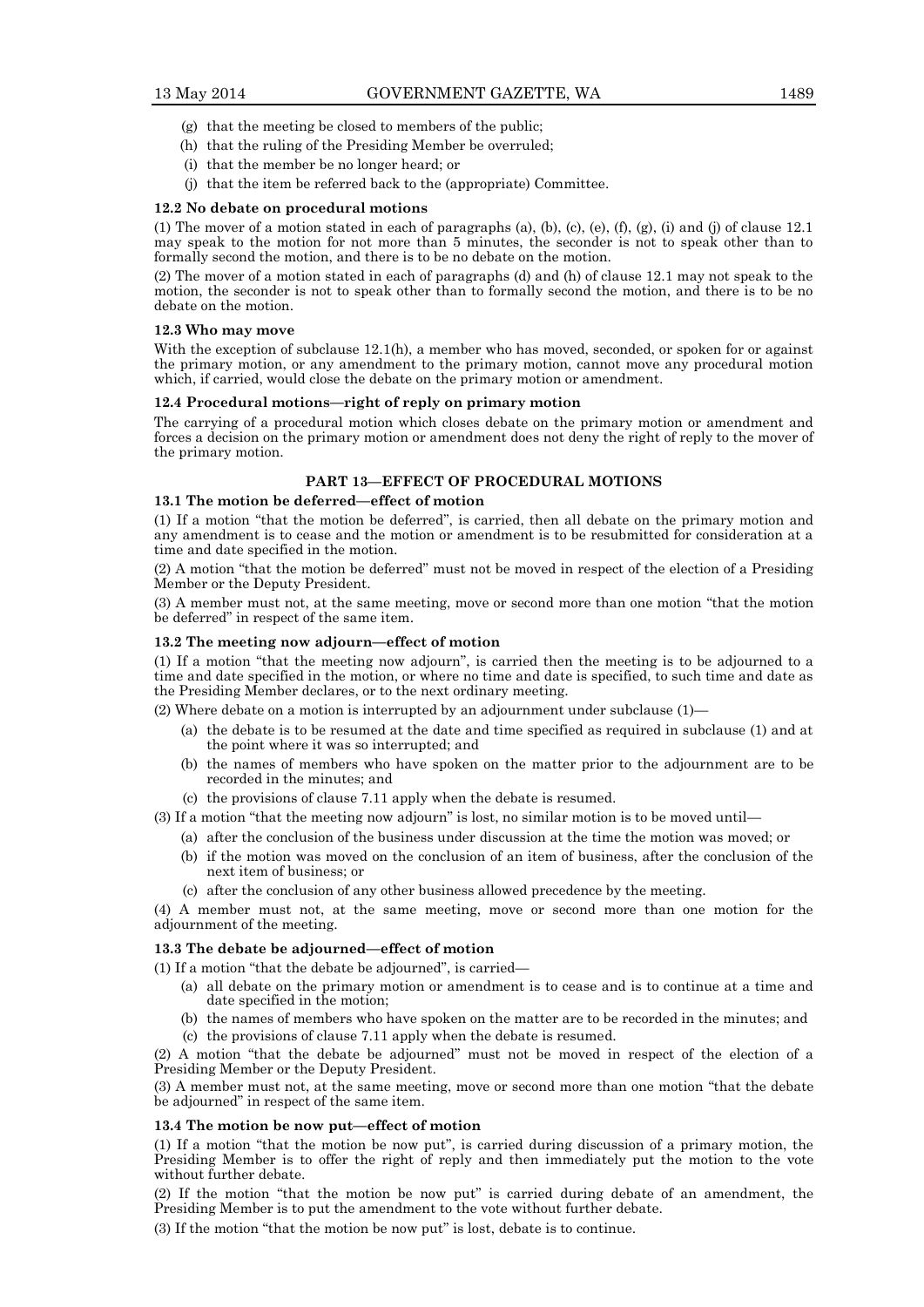(g) that the meeting be closed to members of the public;

(h) that the ruling of the Presiding Member be overruled;

(i) that the member be no longer heard; or

(j) that the item be referred back to the (appropriate) Committee.

**12.2 No debate on procedural motions**

(1) The mover of a motion stated in each of paragraphs (a), (b), (c), (e), (f), (g), (i) and (j) of clause 12.1 may speak to the motion for not more than 5 minutes, the seconder is not to speak other than to formally second the motion, and there is to be no debate on the motion.

(2) The mover of a motion stated in each of paragraphs (d) and (h) of clause 12.1 may not speak to the motion, the seconder is not to speak other than to formally second the motion, and there is to be no debate on the motion.

**12.3 Who may move**

With the exception of subclause 12.1(h), a member who has moved, seconded, or spoken for or against the primary motion, or any amendment to the primary motion, cannot move any procedural motion which, if carried, would close the debate on the primary motion or amendment.

**12.4 Procedural motions—right of reply on primary motion**

The carrying of a procedural motion which closes debate on the primary motion or amendment and forces a decision on the primary motion or amendment does not deny the right of reply to the mover of the primary motion.

## PART 13—EFFECT OF PROCEDURAL MOTIONS

**13.1 The motion be deferred—effect of motion**

(1) If a motion "that the motion be deferred", is carried, then all debate on the primary motion and any amendment is to cease and the motion or amendment is to be resubmitted for consideration at a time and date specified in the motion.

(2) A motion "that the motion be deferred" must not be moved in respect of the election of a Presiding Member or the Deputy President.

(3) A member must not, at the same meeting, move or second more than one motion "that the motion be deferred" in respect of the same item.

**13.2 The meeting now adjourn—effect of motion**

(1) If a motion "that the meeting now adjourn", is carried then the meeting is to be adjourned to a time and date specified in the motion, or where no time and date is specified, to such time and date as the Presiding Member declares, or to the next ordinary meeting.

(2) Where debate on a motion is interrupted by an adjournment under subclause (1)—

(a) the debate is to be resumed at the date and time specified as required in subclause (1) and at the point where it was so interrupted; and

(b) the names of members who have spoken on the matter prior to the adjournment are to be recorded in the minutes; and

(c) the provisions of clause 7.11 apply when the debate is resumed.

(3) If a motion "that the meeting now adjourn" is lost, no similar motion is to be moved until—

(a) after the conclusion of the business under discussion at the time the motion was moved; or

(b) if the motion was moved on the conclusion of an item of business, after the conclusion of the next item of business; or

(c) after the conclusion of any other business allowed precedence by the meeting.

(4) A member must not, at the same meeting, move or second more than one motion for the adjournment of the meeting.

**13.3 The debate be adjourned—effect of motion**

(1) If a motion "that the debate be adjourned", is carried—

(a) all debate on the primary motion or amendment is to cease and is to continue at a time and date specified in the motion;

(b) the names of members who have spoken on the matter are to be recorded in the minutes; and

(c) the provisions of clause 7.11 apply when the debate is resumed.

(2) A motion "that the debate be adjourned" must not be moved in respect of the election of a Presiding Member or the Deputy President.

(3) A member must not, at the same meeting, move or second more than one motion "that the debate be adjourned" in respect of the same item.

**13.4 The motion be now put—effect of motion**

(1) If a motion "that the motion be now put", is carried during discussion of a primary motion, the Presiding Member is to offer the right of reply and then immediately put the motion to the vote without further debate.

(2) If the motion "that the motion be now put" is carried during debate of an amendment, the Presiding Member is to put the amendment to the vote without further debate.

(3) If the motion "that the motion be now put" is lost, debate is to continue.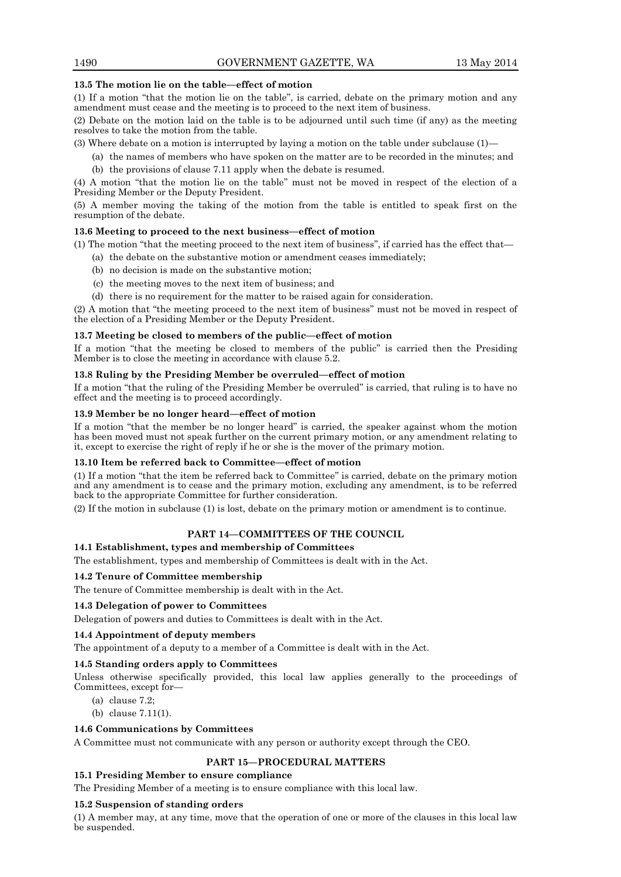**13.5 The motion lie on the table—effect of motion**

(1) If a motion "that the motion lie on the table", is carried, debate on the primary motion and any amendment must cease and the meeting is to proceed to the next item of business.

(2) Debate on the motion laid on the table is to be adjourned until such time (if any) as the meeting resolves to take the motion from the table.

(3) Where debate on a motion is interrupted by laying a motion on the table under subclause (1)—

- (a) the names of members who have spoken on the matter are to be recorded in the minutes; and
- (b) the provisions of clause 7.11 apply when the debate is resumed.

(4) A motion "that the motion lie on the table" must not be moved in respect of the election of a Presiding Member or the Deputy President.

(5) A member moving the taking of the motion from the table is entitled to speak first on the resumption of the debate.

**13.6 Meeting to proceed to the next business—effect of motion**

(1) The motion "that the meeting proceed to the next item of business", if carried has the effect that—

- (a) the debate on the substantive motion or amendment ceases immediately;
- (b) no decision is made on the substantive motion;
- (c) the meeting moves to the next item of business; and
- (d) there is no requirement for the matter to be raised again for consideration.

(2) A motion that "the meeting proceed to the next item of business" must not be moved in respect of the election of a Presiding Member or the Deputy President.

**13.7 Meeting be closed to members of the public—effect of motion**

If a motion "that the meeting be closed to members of the public" is carried then the Presiding Member is to close the meeting in accordance with clause 5.2.

**13.8 Ruling by the Presiding Member be overruled—effect of motion**

If a motion "that the ruling of the Presiding Member be overruled" is carried, that ruling is to have no effect and the meeting is to proceed accordingly.

**13.9 Member be no longer heard—effect of motion**

If a motion "that the member be no longer heard" is carried, the speaker against whom the motion has been moved must not speak further on the current primary motion, or any amendment relating to it, except to exercise the right of reply if he or she is the mover of the primary motion.

**13.10 Item be referred back to Committee—effect of motion**

(1) If a motion "that the item be referred back to Committee" is carried, debate on the primary motion and any amendment is to cease and the primary motion, excluding any amendment, is to be referred back to the appropriate Committee for further consideration.

(2) If the motion in subclause (1) is lost, debate on the primary motion or amendment is to continue.

## PART 14—COMMITTEES OF THE COUNCIL

**14.1 Establishment, types and membership of Committees**

The establishment, types and membership of Committees is dealt with in the Act.

**14.2 Tenure of Committee membership**

The tenure of Committee membership is dealt with in the Act.

**14.3 Delegation of power to Committees**

Delegation of powers and duties to Committees is dealt with in the Act.

**14.4 Appointment of deputy members**

The appointment of a deputy to a member of a Committee is dealt with in the Act.

**14.5 Standing orders apply to Committees**

Unless otherwise specifically provided, this local law applies generally to the proceedings of Committees, except for—

- (a) clause 7.2;
- (b) clause 7.11(1).

**14.6 Communications by Committees**

A Committee must not communicate with any person or authority except through the CEO.

## PART 15—PROCEDURAL MATTERS

**15.1 Presiding Member to ensure compliance**

The Presiding Member of a meeting is to ensure compliance with this local law.

**15.2 Suspension of standing orders**

(1) A member may, at any time, move that the operation of one or more of the clauses in this local law be suspended.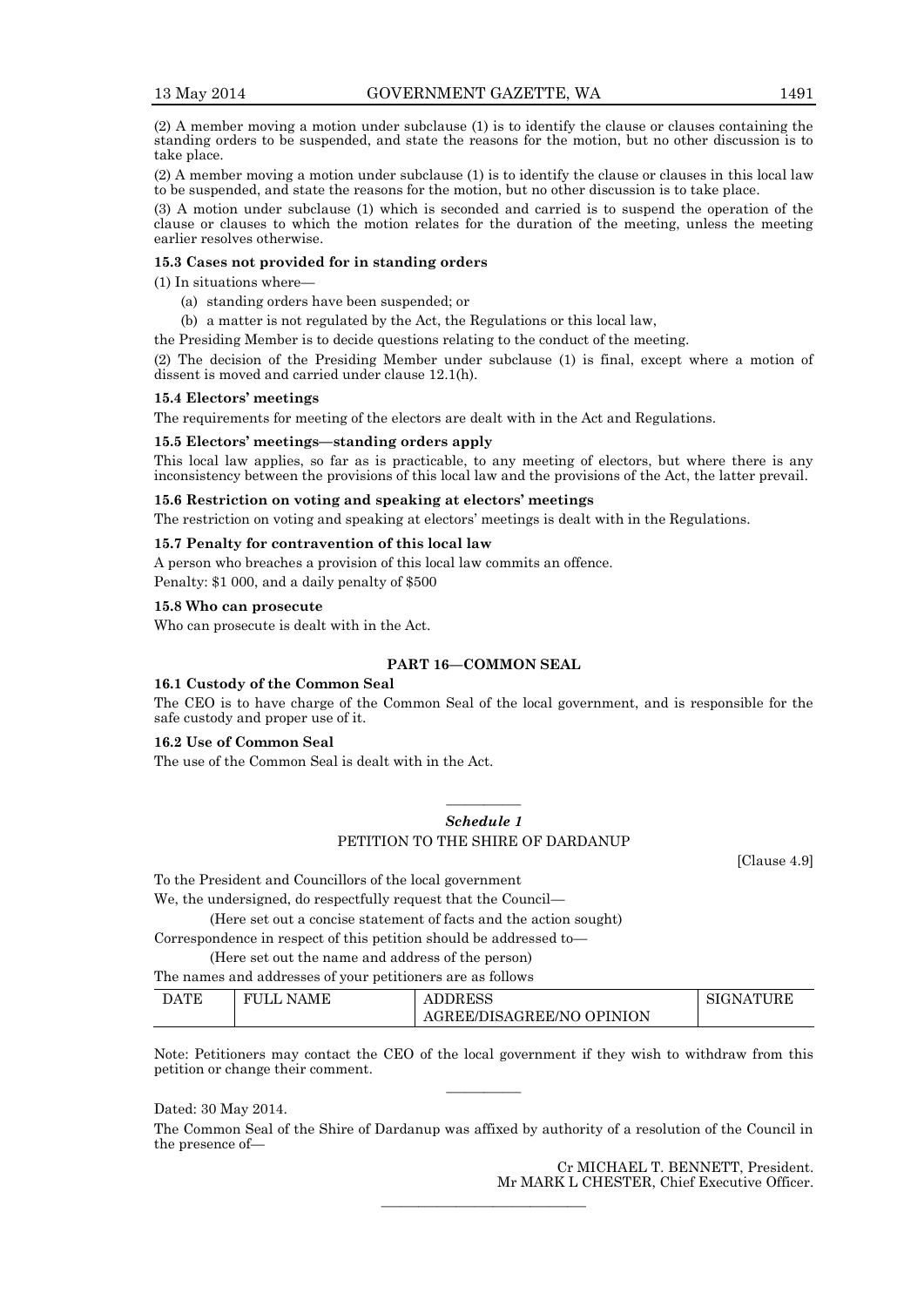(2) A member moving a motion under subclause (1) is to identify the clause or clauses containing the standing orders to be suspended, and state the reasons for the motion, but no other discussion is to take place.

(2) A member moving a motion under subclause (1) is to identify the clause or clauses in this local law to be suspended, and state the reasons for the motion, but no other discussion is to take place.

(3) A motion under subclause (1) which is seconded and carried is to suspend the operation of the clause or clauses to which the motion relates for the duration of the meeting, unless the meeting earlier resolves otherwise.

**15.3 Cases not provided for in standing orders**

(1) In situations where—

(a) standing orders have been suspended; or

(b) a matter is not regulated by the Act, the Regulations or this local law,

the Presiding Member is to decide questions relating to the conduct of the meeting.

(2) The decision of the Presiding Member under subclause (1) is final, except where a motion of dissent is moved and carried under clause 12.1(h).

**15.4 Electors' meetings**

The requirements for meeting of the electors are dealt with in the Act and Regulations.

**15.5 Electors' meetings—standing orders apply**

This local law applies, so far as is practicable, to any meeting of electors, but where there is any inconsistency between the provisions of this local law and the provisions of the Act, the latter prevail.

**15.6 Restriction on voting and speaking at electors' meetings**

The restriction on voting and speaking at electors' meetings is dealt with in the Regulations.

**15.7 Penalty for contravention of this local law**

A person who breaches a provision of this local law commits an offence.

Penalty: $1 000, and a daily penalty of $500

**15.8 Who can prosecute**

Who can prosecute is dealt with in the Act.

## PART 16—COMMON SEAL

**16.1 Custody of the Common Seal**

The CEO is to have charge of the Common Seal of the local government, and is responsible for the safe custody and proper use of it.

**16.2 Use of Common Seal**

The use of the Common Seal is dealt with in the Act.

———————

### *Schedule 1*

PETITION TO THE SHIRE OF DARDANUP

[Clause 4.9]

To the President and Councillors of the local government

We, the undersigned, do respectfully request that the Council—

(Here set out a concise statement of facts and the action sought)

Correspondence in respect of this petition should be addressed to—

(Here set out the name and address of the person)

The names and addresses of your petitioners are as follows

| DATE | FULL NAME | ADDRESS<br>AGREE/DISAGREE/NO OPINION | SIGNATURE |
|---|---|---|---|

Note: Petitioners may contact the CEO of the local government if they wish to withdraw from this petition or change their comment.

———————

Dated: 30 May 2014.

The Common Seal of the Shire of Dardanup was affixed by authority of a resolution of the Council in the presence of—

Cr MICHAEL T. BENNETT, President.
Mr MARK L CHESTER, Chief Executive Officer.

———————————